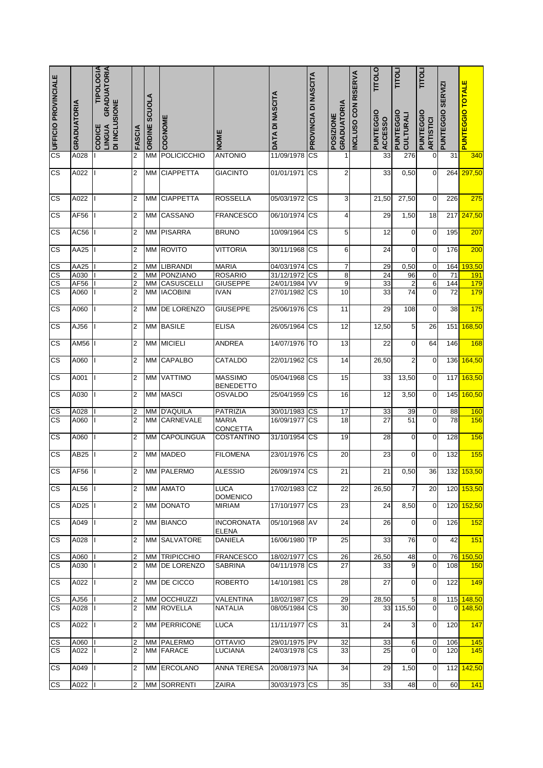| UFFICIO PROVINCIALE | GRADUATORIA | CODICE TIPOLOGIA LINGUA GRADUATORIA DI INCLUSIONE | FASCIA | ORDINE SCUOLA | COGNOME | NOME | DATA DI NASCITA | PROVINCIA DI NASCITA | POSIZIONE GRADUATORIA | INCLUSO CON RISERVA | PUNTEGGIO TITOLO ACCESSO | PUNTEGGIO TITOLI CULTURALI | PUNTEGGIO TITOLI ARTISTICI | PUNTEGGIO SERVIZI | PUNTEGGIO TOTALE |
|---|---|---|---|---|---|---|---|---|---|---|---|---|---|---|---|
| CS | A028 | I | 2 | MM | POLICICCHIO | ANTONIO | 11/09/1978 | CS | 1 | | 33 | 276 | 0 | 31 | 340 |
| CS | A022 | I | 2 | MM | CIAPPETTA | GIACINTO | 01/01/1971 | CS | 2 | | 33 | 0,50 | 0 | 264 | 297,50 |
| CS | A022 | I | 2 | MM | CIAPPETTA | ROSSELLA | 05/03/1972 | CS | 3 | | 21,50 | 27,50 | 0 | 226 | 275 |
| CS | AF56 | I | 2 | MM | CASSANO | FRANCESCO | 06/10/1974 | CS | 4 | | 29 | 1,50 | 18 | 217 | 247,50 |
| CS | AC56 | I | 2 | MM | PISARRA | BRUNO | 10/09/1964 | CS | 5 | | 12 | 0 | 0 | 195 | 207 |
| CS | AA25 | I | 2 | MM | ROVITO | VITTORIA | 30/11/1968 | CS | 6 | | 24 | 0 | 0 | 176 | 200 |
| CS | AA25 | I | 2 | MM | LIBRANDI | MARIA | 04/03/1974 | CS | 7 | | 29 | 0,50 | 0 | 164 | 193,50 |
| CS | A030 | I | 2 | MM | PONZIANO | ROSARIO | 31/12/1972 | CS | 8 | | 24 | 96 | 0 | 71 | 191 |
| CS | AF56 | I | 2 | MM | CASUSCELLI | GIUSEPPE | 24/01/1984 | VV | 9 | | 33 | 2 | 6 | 144 | 179 |
| CS | A060 | I | 2 | MM | IACOBINI | IVAN | 27/01/1982 | CS | 10 | | 33 | 74 | 0 | 72 | 179 |
| CS | A060 | I | 2 | MM | DE LORENZO | GIUSEPPE | 25/06/1976 | CS | 11 | | 29 | 108 | 0 | 38 | 175 |
| CS | AJ56 | I | 2 | MM | BASILE | ELISA | 26/05/1964 | CS | 12 | | 12,50 | 5 | 26 | 151 | 168,50 |
| CS | AM56 | I | 2 | MM | MICIELI | ANDREA | 14/07/1976 | TO | 13 | | 22 | 0 | 64 | 146 | 168 |
| CS | A060 | I | 2 | MM | CAPALBO | CATALDO | 22/01/1962 | CS | 14 | | 26,50 | 2 | 0 | 136 | 164,50 |
| CS | A001 | I | 2 | MM | VATTIMO | MASSIMO BENEDETTO | 05/04/1968 | CS | 15 | | 33 | 13,50 | 0 | 117 | 163,50 |
| CS | A030 | I | 2 | MM | MASCI | OSVALDO | 25/04/1959 | CS | 16 | | 12 | 3,50 | 0 | 145 | 160,50 |
| CS | A028 | I | 2 | MM | D'AQUILA | PATRIZIA | 30/01/1983 | CS | 17 | | 33 | 39 | 0 | 88 | 160 |
| CS | A060 | I | 2 | MM | CARNEVALE | MARIA CONCETTA | 16/09/1977 | CS | 18 | | 27 | 51 | 0 | 78 | 156 |
| CS | A060 | I | 2 | MM | CAPOLINGUA | COSTANTINO | 31/10/1954 | CS | 19 | | 28 | 0 | 0 | 128 | 156 |
| CS | AB25 | I | 2 | MM | MADEO | FILOMENA | 23/01/1976 | CS | 20 | | 23 | 0 | 0 | 132 | 155 |
| CS | AF56 | I | 2 | MM | PALERMO | ALESSIO | 26/09/1974 | CS | 21 | | 21 | 0,50 | 36 | 132 | 153,50 |
| CS | AL56 | I | 2 | MM | AMATO | LUCA DOMENICO | 17/02/1983 | CZ | 22 | | 26,50 | 7 | 20 | 120 | 153,50 |
| CS | AD25 | I | 2 | MM | DONATO | MIRIAM | 17/10/1977 | CS | 23 | | 24 | 8,50 | 0 | 120 | 152,50 |
| CS | A049 | I | 2 | MM | BIANCO | INCORONATA ELENA | 05/10/1968 | AV | 24 | | 26 | 0 | 0 | 126 | 152 |
| CS | A028 | I | 2 | MM | SALVATORE | DANIELA | 16/06/1980 | TP | 25 | | 33 | 76 | 0 | 42 | 151 |
| CS | A060 | I | 2 | MM | TRIPICCHIO | FRANCESCO | 18/02/1977 | CS | 26 | | 26,50 | 48 | 0 | 76 | 150,50 |
| CS | A030 | I | 2 | MM | DE LORENZO | SABRINA | 04/11/1978 | CS | 27 | | 33 | 9 | 0 | 108 | 150 |
| CS | A022 | I | 2 | MM | DE CICCO | ROBERTO | 14/10/1981 | CS | 28 | | 27 | 0 | 0 | 122 | 149 |
| CS | AJ56 | I | 2 | MM | OCCHIUZZI | VALENTINA | 18/02/1987 | CS | 29 | | 28,50 | 5 | 8 | 115 | 148,50 |
| CS | A028 | I | 2 | MM | ROVELLA | NATALIA | 08/05/1984 | CS | 30 | | 33 | 115,50 | 0 | 0 | 148,50 |
| CS | A022 | I | 2 | MM | PERRICONE | LUCA | 11/11/1977 | CS | 31 | | 24 | 3 | 0 | 120 | 147 |
| CS | A060 | I | 2 | MM | PALERMO | OTTAVIO | 29/01/1975 | PV | 32 | | 33 | 6 | 0 | 106 | 145 |
| CS | A022 | I | 2 | MM | FARACE | LUCIANA | 24/03/1978 | CS | 33 | | 25 | 0 | 0 | 120 | 145 |
| CS | A049 | I | 2 | MM | ERCOLANO | ANNA TERESA | 20/08/1973 | NA | 34 | | 29 | 1,50 | 0 | 112 | 142,50 |
| CS | A022 | I | 2 | MM | SORRENTI | ZAIRA | 30/03/1973 | CS | 35 | | 33 | 48 | 0 | 60 | 141 |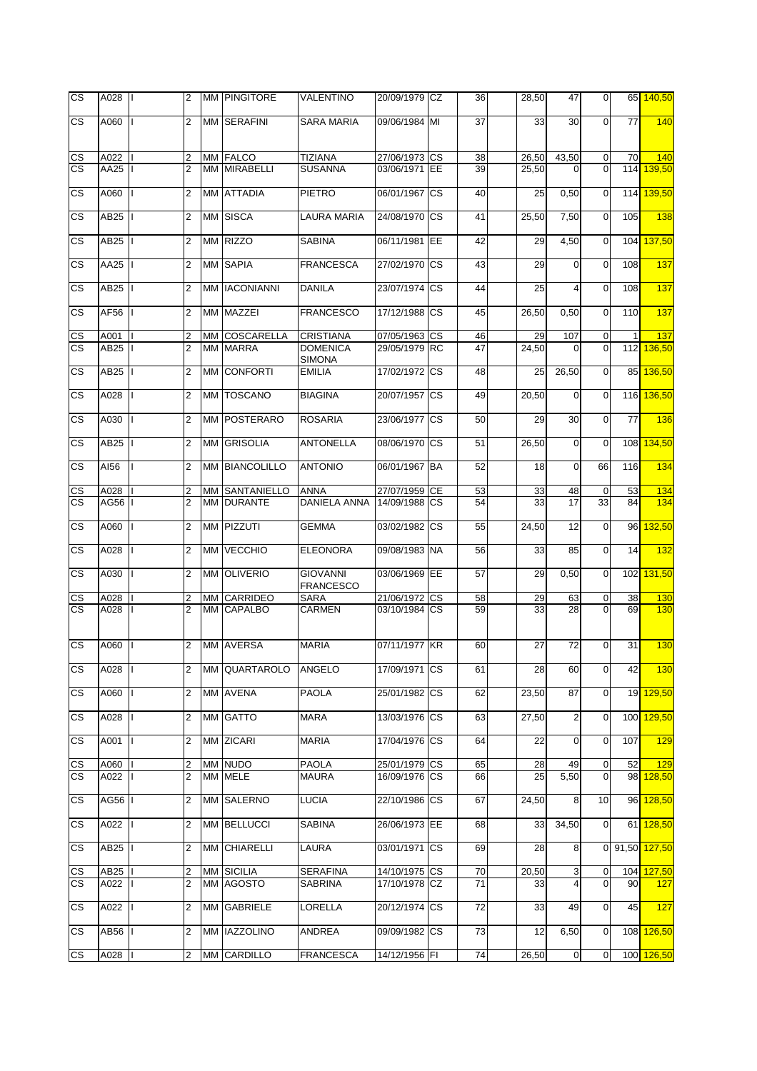| | | | | | | | | | | | | | | | |
|---|---|---|---|---|---|---|---|---|---|---|---|---|---|---|---|
| CS | A028 | I | 2 | MM | PINGITORE | VALENTINO | 20/09/1979 | CZ | 36 | | 28,50 | 47 | 0 | 65 | 140,50 |
| CS | A060 | I | 2 | MM | SERAFINI | SARA MARIA | 09/06/1984 | MI | 37 | | 33 | 30 | 0 | 77 | 140 |
| CS | A022 | I | 2 | MM | FALCO | TIZIANA | 27/06/1973 | CS | 38 | | 26,50 | 43,50 | 0 | 70 | 140 |
| CS | AA25 | I | 2 | MM | MIRABELLI | SUSANNA | 03/06/1971 | EE | 39 | | 25,50 | 0 | 0 | 114 | 139,50 |
| CS | A060 | I | 2 | MM | ATTADIA | PIETRO | 06/01/1967 | CS | 40 | | 25 | 0,50 | 0 | 114 | 139,50 |
| CS | AB25 | I | 2 | MM | SISCA | LAURA MARIA | 24/08/1970 | CS | 41 | | 25,50 | 7,50 | 0 | 105 | 138 |
| CS | AB25 | I | 2 | MM | RIZZO | SABINA | 06/11/1981 | EE | 42 | | 29 | 4,50 | 0 | 104 | 137,50 |
| CS | AA25 | I | 2 | MM | SAPIA | FRANCESCA | 27/02/1970 | CS | 43 | | 29 | 0 | 0 | 108 | 137 |
| CS | AB25 | I | 2 | MM | IACONIANNI | DANILA | 23/07/1974 | CS | 44 | | 25 | 4 | 0 | 108 | 137 |
| CS | AF56 | I | 2 | MM | MAZZEI | FRANCESCO | 17/12/1988 | CS | 45 | | 26,50 | 0,50 | 0 | 110 | 137 |
| CS | A001 | I | 2 | MM | COSCARELLA | CRISTIANA | 07/05/1963 | CS | 46 | | 29 | 107 | 0 | 1 | 137 |
| CS | AB25 | I | 2 | MM | MARRA | DOMENICA SIMONA | 29/05/1979 | RC | 47 | | 24,50 | 0 | 0 | 112 | 136,50 |
| CS | AB25 | I | 2 | MM | CONFORTI | EMILIA | 17/02/1972 | CS | 48 | | 25 | 26,50 | 0 | 85 | 136,50 |
| CS | A028 | I | 2 | MM | TOSCANO | BIAGINA | 20/07/1957 | CS | 49 | | 20,50 | 0 | 0 | 116 | 136,50 |
| CS | A030 | I | 2 | MM | POSTERARO | ROSARIA | 23/06/1977 | CS | 50 | | 29 | 30 | 0 | 77 | 136 |
| CS | AB25 | I | 2 | MM | GRISOLIA | ANTONELLA | 08/06/1970 | CS | 51 | | 26,50 | 0 | 0 | 108 | 134,50 |
| CS | AI56 | I | 2 | MM | BIANCOLILLO | ANTONIO | 06/01/1967 | BA | 52 | | 18 | 0 | 66 | 116 | 134 |
| CS | A028 | I | 2 | MM | SANTANIELLO | ANNA | 27/07/1959 | CE | 53 | | 33 | 48 | 0 | 53 | 134 |
| CS | AG56 | I | 2 | MM | DURANTE | DANIELA ANNA | 14/09/1988 | CS | 54 | | 33 | 17 | 33 | 84 | 134 |
| CS | A060 | I | 2 | MM | PIZZUTI | GEMMA | 03/02/1982 | CS | 55 | | 24,50 | 12 | 0 | 96 | 132,50 |
| CS | A028 | I | 2 | MM | VECCHIO | ELEONORA | 09/08/1983 | NA | 56 | | 33 | 85 | 0 | 14 | 132 |
| CS | A030 | I | 2 | MM | OLIVERIO | GIOVANNI FRANCESCO | 03/06/1969 | EE | 57 | | 29 | 0,50 | 0 | 102 | 131,50 |
| CS | A028 | I | 2 | MM | CARRIDEO | SARA | 21/06/1972 | CS | 58 | | 29 | 63 | 0 | 38 | 130 |
| CS | A028 | I | 2 | MM | CAPALBO | CARMEN | 03/10/1984 | CS | 59 | | 33 | 28 | 0 | 69 | 130 |
| CS | A060 | I | 2 | MM | AVERSA | MARIA | 07/11/1977 | KR | 60 | | 27 | 72 | 0 | 31 | 130 |
| CS | A028 | I | 2 | MM | QUARTAROLO | ANGELO | 17/09/1971 | CS | 61 | | 28 | 60 | 0 | 42 | 130 |
| CS | A060 | I | 2 | MM | AVENA | PAOLA | 25/01/1982 | CS | 62 | | 23,50 | 87 | 0 | 19 | 129,50 |
| CS | A028 | I | 2 | MM | GATTO | MARA | 13/03/1976 | CS | 63 | | 27,50 | 2 | 0 | 100 | 129,50 |
| CS | A001 | I | 2 | MM | ZICARI | MARIA | 17/04/1976 | CS | 64 | | 22 | 0 | 0 | 107 | 129 |
| CS | A060 | I | 2 | MM | NUDO | PAOLA | 25/01/1979 | CS | 65 | | 28 | 49 | 0 | 52 | 129 |
| CS | A022 | I | 2 | MM | MELE | MAURA | 16/09/1976 | CS | 66 | | 25 | 5,50 | 0 | 98 | 128,50 |
| CS | AG56 | I | 2 | MM | SALERNO | LUCIA | 22/10/1986 | CS | 67 | | 24,50 | 8 | 10 | 96 | 128,50 |
| CS | A022 | I | 2 | MM | BELLUCCI | SABINA | 26/06/1973 | EE | 68 | | 33 | 34,50 | 0 | 61 | 128,50 |
| CS | AB25 | I | 2 | MM | CHIARELLI | LAURA | 03/01/1971 | CS | 69 | | 28 | 8 | 0 | 91,50 | 127,50 |
| CS | AB25 | I | 2 | MM | SICILIA | SERAFINA | 14/10/1975 | CS | 70 | | 20,50 | 3 | 0 | 104 | 127,50 |
| CS | A022 | I | 2 | MM | AGOSTO | SABRINA | 17/10/1978 | CZ | 71 | | 33 | 4 | 0 | 90 | 127 |
| CS | A022 | I | 2 | MM | GABRIELE | LORELLA | 20/12/1974 | CS | 72 | | 33 | 49 | 0 | 45 | 127 |
| CS | AB56 | I | 2 | MM | IAZZOLINO | ANDREA | 09/09/1982 | CS | 73 | | 12 | 6,50 | 0 | 108 | 126,50 |
| CS | A028 | I | 2 | MM | CARDILLO | FRANCESCA | 14/12/1956 | FI | 74 | | 26,50 | 0 | 0 | 100 | 126,50 |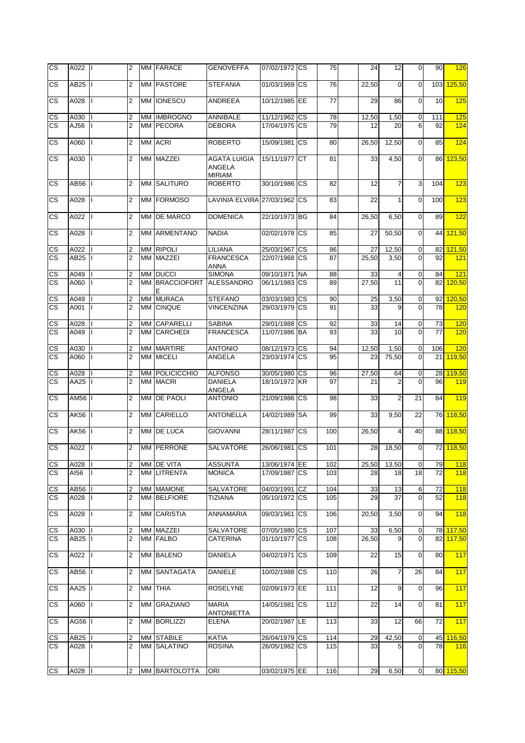| CS | A022 | I | 2 | MM | FARACE | GENOVEFFA | 07/02/1972 | CS | 75 | | 24 | 12 | 0 | 90 | 126 |
|---|---|---|---|---|---|---|---|---|---|---|---|---|---|---|---|
| CS | AB25 | I | 2 | MM | PASTORE | STEFANIA | 01/03/1969 | CS | 76 | | 22,50 | 0 | 0 | 103 | 125,50 |
| CS | A028 | I | 2 | MM | IONESCU | ANDREEA | 10/12/1985 | EE | 77 | | 29 | 86 | 0 | 10 | 125 |
| CS | A030 | I | 2 | MM | IMBROGNO | ANNIBALE | 11/12/1962 | CS | 78 | | 12,50 | 1,50 | 0 | 111 | 125 |
| CS | AJ56 | I | 2 | MM | PECORA | DEBORA | 17/04/1975 | CS | 79 | | 12 | 20 | 6 | 92 | 124 |
| CS | A060 | I | 2 | MM | ACRI | ROBERTO | 15/09/1981 | CS | 80 | | 26,50 | 12,50 | 0 | 85 | 124 |
| CS | A030 | I | 2 | MM | MAZZEI | AGATA LUIGIA ANGELA MIRIAM | 15/11/1977 | CT | 81 | | 33 | 4,50 | 0 | 86 | 123,50 |
| CS | AB56 | I | 2 | MM | SALITURO | ROBERTO | 30/10/1986 | CS | 82 | | 12 | 7 | 3 | 104 | 123 |
| CS | A028 | I | 2 | MM | FORMOSO | LAVINIA ELVIRA | 27/03/1962 | CS | 83 | | 22 | 1 | 0 | 100 | 123 |
| CS | A022 | I | 2 | MM | DE MARCO | DOMENICA | 22/10/1973 | BG | 84 | | 26,50 | 6,50 | 0 | 89 | 122 |
| CS | A028 | I | 2 | MM | ARMENTANO | NADIA | 02/02/1978 | CS | 85 | | 27 | 50,50 | 0 | 44 | 121,50 |
| CS | A022 | I | 2 | MM | RIPOLI | LILIANA | 25/03/1967 | CS | 86 | | 27 | 12,50 | 0 | 82 | 121,50 |
| CS | AB25 | I | 2 | MM | MAZZEI | FRANCESCA ANNA | 22/07/1968 | CS | 87 | | 25,50 | 3,50 | 0 | 92 | 121 |
| CS | A049 | I | 2 | MM | DUCCI | SIMONA | 09/10/1971 | NA | 88 | | 33 | 4 | 0 | 84 | 121 |
| CS | A060 | I | 2 | MM | BRACCIOFORTE | ALESSANDRO | 06/11/1983 | CS | 89 | | 27,50 | 11 | 0 | 82 | 120,50 |
| CS | A049 | I | 2 | MM | MURACA | STEFANO | 03/03/1983 | CS | 90 | | 25 | 3,50 | 0 | 92 | 120,50 |
| CS | A001 | I | 2 | MM | CINQUE | VINCENZINA | 29/03/1979 | CS | 91 | | 33 | 9 | 0 | 78 | 120 |
| CS | A028 | I | 2 | MM | CAPARELLI | SABINA | 29/01/1988 | CS | 92 | | 33 | 14 | 0 | 73 | 120 |
| CS | A049 | I | 2 | MM | CARCHEDI | FRANCESCA | 11/07/1986 | BA | 93 | | 33 | 10 | 0 | 77 | 120 |
| CS | A030 | I | 2 | MM | MARTIRE | ANTONIO | 08/12/1973 | CS | 94 | | 12,50 | 1,50 | 0 | 106 | 120 |
| CS | A060 | I | 2 | MM | MICELI | ANGELA | 23/03/1974 | CS | 95 | | 23 | 75,50 | 0 | 21 | 119,50 |
| CS | A028 | I | 2 | MM | POLICICCHIO | ALFONSO | 30/05/1980 | CS | 96 | | 27,50 | 64 | 0 | 28 | 119,50 |
| CS | AA25 | I | 2 | MM | MACRI | DANIELA ANGELA | 18/10/1972 | KR | 97 | | 21 | 2 | 0 | 96 | 119 |
| CS | AM56 | I | 2 | MM | DE PAOLI | ANTONIO | 21/09/1986 | CS | 98 | | 33 | 2 | 21 | 84 | 119 |
| CS | AK56 | I | 2 | MM | CARIELLO | ANTONELLA | 14/02/1989 | SA | 99 | | 33 | 9,50 | 22 | 76 | 118,50 |
| CS | AK56 | I | 2 | MM | DE LUCA | GIOVANNI | 28/11/1987 | CS | 100 | | 26,50 | 4 | 40 | 88 | 118,50 |
| CS | A022 | I | 2 | MM | PERRONE | SALVATORE | 26/06/1981 | CS | 101 | | 28 | 18,50 | 0 | 72 | 118,50 |
| CS | A028 | I | 2 | MM | DE VITA | ASSUNTA | 13/06/1974 | EE | 102 | | 25,50 | 13,50 | 0 | 79 | 118 |
| CS | AI56 | I | 2 | MM | LITRENTA | MONICA | 17/09/1987 | CS | 103 | | 28 | 18 | 18 | 72 | 118 |
| CS | AB56 | I | 2 | MM | MAMONE | SALVATORE | 04/03/1991 | CZ | 104 | | 33 | 13 | 6 | 72 | 118 |
| CS | A028 | I | 2 | MM | BELFIORE | TIZIANA | 05/10/1972 | CS | 105 | | 29 | 37 | 0 | 52 | 118 |
| CS | A028 | I | 2 | MM | CARISTIA | ANNAMARIA | 09/03/1961 | CS | 106 | | 20,50 | 3,50 | 0 | 94 | 118 |
| CS | A030 | I | 2 | MM | MAZZEI | SALVATORE | 07/05/1980 | CS | 107 | | 33 | 6,50 | 0 | 78 | 117,50 |
| CS | AB25 | I | 2 | MM | FALBO | CATERINA | 01/10/1977 | CS | 108 | | 26,50 | 9 | 0 | 82 | 117,50 |
| CS | A022 | I | 2 | MM | BALENO | DANIELA | 04/02/1971 | CS | 109 | | 22 | 15 | 0 | 80 | 117 |
| CS | AB56 | I | 2 | MM | SANTAGATA | DANIELE | 10/02/1988 | CS | 110 | | 26 | 7 | 26 | 84 | 117 |
| CS | AA25 | I | 2 | MM | THIA | ROSELYNE | 02/09/1973 | EE | 111 | | 12 | 9 | 0 | 96 | 117 |
| CS | A060 | I | 2 | MM | GRAZIANO | MARIA ANTONIETTA | 14/05/1981 | CS | 112 | | 22 | 14 | 0 | 81 | 117 |
| CS | AG56 | I | 2 | MM | BORLIZZI | ELENA | 20/02/1987 | LE | 113 | | 33 | 12 | 66 | 72 | 117 |
| CS | AB25 | I | 2 | MM | STABILE | KATIA | 26/04/1979 | CS | 114 | | 29 | 42,50 | 0 | 45 | 116,50 |
| CS | A028 | I | 2 | MM | SALATINO | ROSINA | 26/05/1982 | CS | 115 | | 33 | 5 | 0 | 78 | 116 |
| CS | A028 | I | 2 | MM | BARTOLOTTA | ORI | 03/02/1975 | EE | 116 | | 29 | 6,50 | 0 | 80 | 115,50 |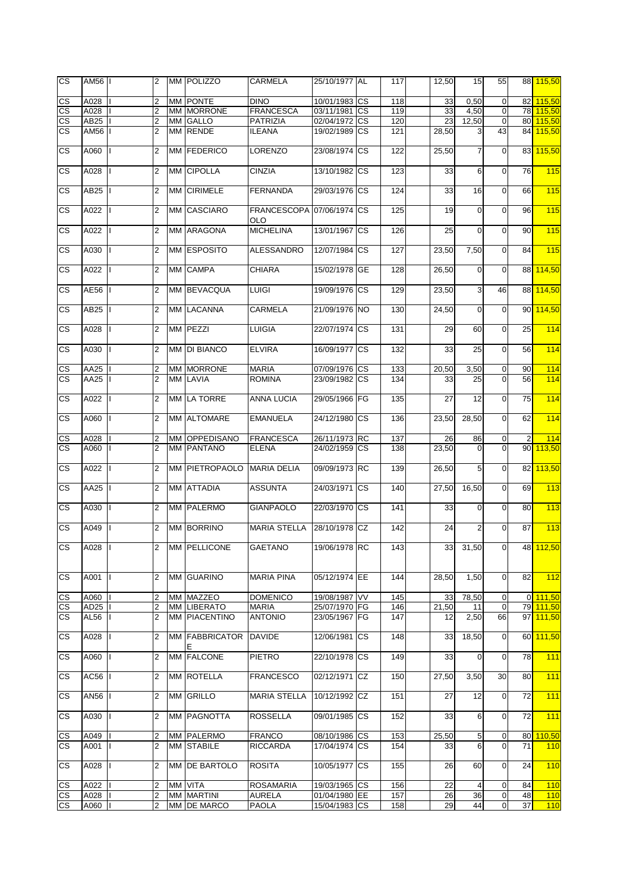| | | | | | | | | | | | | | | | | |
|---|---|---|---|---|---|---|---|---|---|---|---|---|---|---|---|---|
| CS | AM56 | I | | 2 | MM | POLIZZO | CARMELA | 25/10/1977 | AL | 117 | | 12,50 | 15 | 55 | 88 | 115,50 |
| CS | A028 | I | | 2 | MM | PONTE | DINO | 10/01/1983 | CS | 118 | | 33 | 0,50 | 0 | 82 | 115,50 |
| CS | A028 | I | | 2 | MM | MORRONE | FRANCESCA | 03/11/1981 | CS | 119 | | 33 | 4,50 | 0 | 78 | 115,50 |
| CS | AB25 | I | | 2 | MM | GALLO | PATRIZIA | 02/04/1972 | CS | 120 | | 23 | 12,50 | 0 | 80 | 115,50 |
| CS | AM56 | I | | 2 | MM | RENDE | ILEANA | 19/02/1989 | CS | 121 | | 28,50 | 3 | 43 | 84 | 115,50 |
| CS | A060 | I | | 2 | MM | FEDERICO | LORENZO | 23/08/1974 | CS | 122 | | 25,50 | 7 | 0 | 83 | 115,50 |
| CS | A028 | I | | 2 | MM | CIPOLLA | CINZIA | 13/10/1982 | CS | 123 | | 33 | 6 | 0 | 76 | 115 |
| CS | AB25 | I | | 2 | MM | CIRIMELE | FERNANDA | 29/03/1976 | CS | 124 | | 33 | 16 | 0 | 66 | 115 |
| CS | A022 | I | | 2 | MM | CASCIARO | FRANCESCOPAOLO | 07/06/1974 | CS | 125 | | 19 | 0 | 0 | 96 | 115 |
| CS | A022 | I | | 2 | MM | ARAGONA | MICHELINA | 13/01/1967 | CS | 126 | | 25 | 0 | 0 | 90 | 115 |
| CS | A030 | I | | 2 | MM | ESPOSITO | ALESSANDRO | 12/07/1984 | CS | 127 | | 23,50 | 7,50 | 0 | 84 | 115 |
| CS | A022 | I | | 2 | MM | CAMPA | CHIARA | 15/02/1978 | GE | 128 | | 26,50 | 0 | 0 | 88 | 114,50 |
| CS | AE56 | I | | 2 | MM | BEVACQUA | LUIGI | 19/09/1976 | CS | 129 | | 23,50 | 3 | 46 | 88 | 114,50 |
| CS | AB25 | I | | 2 | MM | LACANNA | CARMELA | 21/09/1976 | NO | 130 | | 24,50 | 0 | 0 | 90 | 114,50 |
| CS | A028 | I | | 2 | MM | PEZZI | LUIGIA | 22/07/1974 | CS | 131 | | 29 | 60 | 0 | 25 | 114 |
| CS | A030 | I | | 2 | MM | DI BIANCO | ELVIRA | 16/09/1977 | CS | 132 | | 33 | 25 | 0 | 56 | 114 |
| CS | AA25 | I | | 2 | MM | MORRONE | MARIA | 07/09/1976 | CS | 133 | | 20,50 | 3,50 | 0 | 90 | 114 |
| CS | AA25 | I | | 2 | MM | LAVIA | ROMINA | 23/09/1982 | CS | 134 | | 33 | 25 | 0 | 56 | 114 |
| CS | A022 | I | | 2 | MM | LA TORRE | ANNA LUCIA | 29/05/1966 | FG | 135 | | 27 | 12 | 0 | 75 | 114 |
| CS | A060 | I | | 2 | MM | ALTOMARE | EMANUELA | 24/12/1980 | CS | 136 | | 23,50 | 28,50 | 0 | 62 | 114 |
| CS | A028 | I | | 2 | MM | OPPEDISANO | FRANCESCA | 26/11/1973 | RC | 137 | | 26 | 86 | 0 | 2 | 114 |
| CS | A060 | I | | 2 | MM | PANTANO | ELENA | 24/02/1959 | CS | 138 | | 23,50 | 0 | 0 | 90 | 113,50 |
| CS | A022 | I | | 2 | MM | PIETROPAOLO | MARIA DELIA | 09/09/1973 | RC | 139 | | 26,50 | 5 | 0 | 82 | 113,50 |
| CS | AA25 | I | | 2 | MM | ATTADIA | ASSUNTA | 24/03/1971 | CS | 140 | | 27,50 | 16,50 | 0 | 69 | 113 |
| CS | A030 | I | | 2 | MM | PALERMO | GIANPAOLO | 22/03/1970 | CS | 141 | | 33 | 0 | 0 | 80 | 113 |
| CS | A049 | I | | 2 | MM | BORRINO | MARIA STELLA | 28/10/1978 | CZ | 142 | | 24 | 2 | 0 | 87 | 113 |
| CS | A028 | I | | 2 | MM | PELLICONE | GAETANO | 19/06/1978 | RC | 143 | | 33 | 31,50 | 0 | 48 | 112,50 |
| CS | A001 | I | | 2 | MM | GUARINO | MARIA PINA | 05/12/1974 | EE | 144 | | 28,50 | 1,50 | 0 | 82 | 112 |
| CS | A060 | I | | 2 | MM | MAZZEO | DOMENICO | 19/08/1987 | VV | 145 | | 33 | 78,50 | 0 | 0 | 111,50 |
| CS | AD25 | I | | 2 | MM | LIBERATO | MARIA | 25/07/1970 | FG | 146 | | 21,50 | 11 | 0 | 79 | 111,50 |
| CS | AL56 | I | | 2 | MM | PIACENTINO | ANTONIO | 23/05/1967 | FG | 147 | | 12 | 2,50 | 66 | 97 | 111,50 |
| CS | A028 | I | | 2 | MM | FABBRICATORE | DAVIDE | 12/06/1981 | CS | 148 | | 33 | 18,50 | 0 | 60 | 111,50 |
| CS | A060 | I | | 2 | MM | FALCONE | PIETRO | 22/10/1978 | CS | 149 | | 33 | 0 | 0 | 78 | 111 |
| CS | AC56 | I | | 2 | MM | ROTELLA | FRANCESCO | 02/12/1971 | CZ | 150 | | 27,50 | 3,50 | 30 | 80 | 111 |
| CS | AN56 | I | | 2 | MM | GRILLO | MARIA STELLA | 10/12/1992 | CZ | 151 | | 27 | 12 | 0 | 72 | 111 |
| CS | A030 | I | | 2 | MM | PAGNOTTA | ROSSELLA | 09/01/1985 | CS | 152 | | 33 | 6 | 0 | 72 | 111 |
| CS | A049 | I | | 2 | MM | PALERMO | FRANCO | 08/10/1986 | CS | 153 | | 25,50 | 5 | 0 | 80 | 110,50 |
| CS | A001 | I | | 2 | MM | STABILE | RICCARDA | 17/04/1974 | CS | 154 | | 33 | 6 | 0 | 71 | 110 |
| CS | A028 | I | | 2 | MM | DE BARTOLO | ROSITA | 10/05/1977 | CS | 155 | | 26 | 60 | 0 | 24 | 110 |
| CS | A022 | I | | 2 | MM | VITA | ROSAMARIA | 19/03/1965 | CS | 156 | | 22 | 4 | 0 | 84 | 110 |
| CS | A028 | I | | 2 | MM | MARTINI | AURELA | 01/04/1980 | EE | 157 | | 26 | 36 | 0 | 48 | 110 |
| CS | A060 | I | | 2 | MM | DE MARCO | PAOLA | 15/04/1983 | CS | 158 | | 29 | 44 | 0 | 37 | 110 |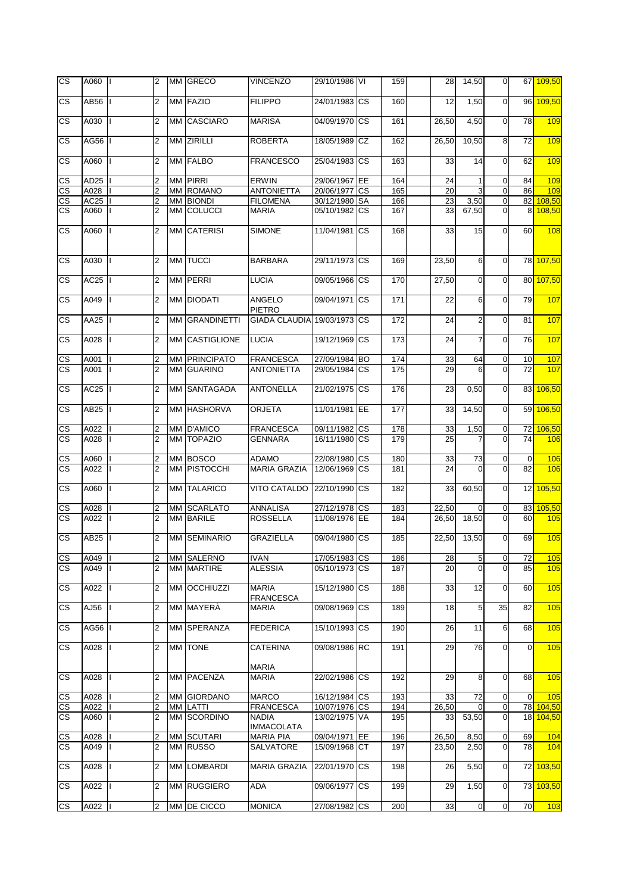| CS | A060 | I | 2 | MM | GRECO | VINCENZO | 29/10/1986 | VI | 159 | | 28 | 14,50 | 0 | 67 | 109,50 |
|---|---|---|---|---|---|---|---|---|---|---|---|---|---|---|---|
| CS | AB56 | I | 2 | MM | FAZIO | FILIPPO | 24/01/1983 | CS | 160 | | 12 | 1,50 | 0 | 96 | 109,50 |
| CS | A030 | I | 2 | MM | CASCIARO | MARISA | 04/09/1970 | CS | 161 | | 26,50 | 4,50 | 0 | 78 | 109 |
| CS | AG56 | I | 2 | MM | ZIRILLI | ROBERTA | 18/05/1989 | CZ | 162 | | 26,50 | 10,50 | 8 | 72 | 109 |
| CS | A060 | I | 2 | MM | FALBO | FRANCESCO | 25/04/1983 | CS | 163 | | 33 | 14 | 0 | 62 | 109 |
| CS | AD25 | I | 2 | MM | PIRRI | ERWIN | 29/06/1967 | EE | 164 | | 24 | 1 | 0 | 84 | 109 |
| CS | A028 | I | 2 | MM | ROMANO | ANTONIETTA | 20/06/1977 | CS | 165 | | 20 | 3 | 0 | 86 | 109 |
| CS | AC25 | I | 2 | MM | BIONDI | FILOMENA | 30/12/1980 | SA | 166 | | 23 | 3,50 | 0 | 82 | 108,50 |
| CS | A060 | I | 2 | MM | COLUCCI | MARIA | 05/10/1982 | CS | 167 | | 33 | 67,50 | 0 | 8 | 108,50 |
| CS | A060 | I | 2 | MM | CATERISI | SIMONE | 11/04/1981 | CS | 168 | | 33 | 15 | 0 | 60 | 108 |
| CS | A030 | I | 2 | MM | TUCCI | BARBARA | 29/11/1973 | CS | 169 | | 23,50 | 6 | 0 | 78 | 107,50 |
| CS | AC25 | I | 2 | MM | PERRI | LUCIA | 09/05/1966 | CS | 170 | | 27,50 | 0 | 0 | 80 | 107,50 |
| CS | A049 | I | 2 | MM | DIODATI | ANGELO PIETRO | 09/04/1971 | CS | 171 | | 22 | 6 | 0 | 79 | 107 |
| CS | AA25 | I | 2 | MM | GRANDINETTI | GIADA CLAUDIA | 19/03/1973 | CS | 172 | | 24 | 2 | 0 | 81 | 107 |
| CS | A028 | I | 2 | MM | CASTIGLIONE | LUCIA | 19/12/1969 | CS | 173 | | 24 | 7 | 0 | 76 | 107 |
| CS | A001 | I | 2 | MM | PRINCIPATO | FRANCESCA | 27/09/1984 | BO | 174 | | 33 | 64 | 0 | 10 | 107 |
| CS | A001 | I | 2 | MM | GUARINO | ANTONIETTA | 29/05/1984 | CS | 175 | | 29 | 6 | 0 | 72 | 107 |
| CS | AC25 | I | 2 | MM | SANTAGADA | ANTONELLA | 21/02/1975 | CS | 176 | | 23 | 0,50 | 0 | 83 | 106,50 |
| CS | AB25 | I | 2 | MM | HASHORVA | ORJETA | 11/01/1981 | EE | 177 | | 33 | 14,50 | 0 | 59 | 106,50 |
| CS | A022 | I | 2 | MM | D'AMICO | FRANCESCA | 09/11/1982 | CS | 178 | | 33 | 1,50 | 0 | 72 | 106,50 |
| CS | A028 | I | 2 | MM | TOPAZIO | GENNARA | 16/11/1980 | CS | 179 | | 25 | 7 | 0 | 74 | 106 |
| CS | A060 | I | 2 | MM | BOSCO | ADAMO | 22/08/1980 | CS | 180 | | 33 | 73 | 0 | 0 | 106 |
| CS | A022 | I | 2 | MM | PISTOCCHI | MARIA GRAZIA | 12/06/1969 | CS | 181 | | 24 | 0 | 0 | 82 | 106 |
| CS | A060 | I | 2 | MM | TALARICO | VITO CATALDO | 22/10/1990 | CS | 182 | | 33 | 60,50 | 0 | 12 | 105,50 |
| CS | A028 | I | 2 | MM | SCARLATO | ANNALISA | 27/12/1978 | CS | 183 | | 22,50 | 0 | 0 | 83 | 105,50 |
| CS | A022 | I | 2 | MM | BARILE | ROSSELLA | 11/08/1976 | EE | 184 | | 26,50 | 18,50 | 0 | 60 | 105 |
| CS | AB25 | I | 2 | MM | SEMINARIO | GRAZIELLA | 09/04/1980 | CS | 185 | | 22,50 | 13,50 | 0 | 69 | 105 |
| CS | A049 | I | 2 | MM | SALERNO | IVAN | 17/05/1983 | CS | 186 | | 28 | 5 | 0 | 72 | 105 |
| CS | A049 | I | 2 | MM | MARTIRE | ALESSIA | 05/10/1973 | CS | 187 | | 20 | 0 | 0 | 85 | 105 |
| CS | A022 | I | 2 | MM | OCCHIUZZI | MARIA FRANCESCA | 15/12/1980 | CS | 188 | | 33 | 12 | 0 | 60 | 105 |
| CS | AJ56 | I | 2 | MM | MAYERÀ | MARIA | 09/08/1969 | CS | 189 | | 18 | 5 | 35 | 82 | 105 |
| CS | AG56 | I | 2 | MM | SPERANZA | FEDERICA | 15/10/1993 | CS | 190 | | 26 | 11 | 6 | 68 | 105 |
| CS | A028 | I | 2 | MM | TONE | CATERINA MARIA | 09/08/1986 | RC | 191 | | 29 | 76 | 0 | 0 | 105 |
| CS | A028 | I | 2 | MM | PACENZA | MARIA | 22/02/1986 | CS | 192 | | 29 | 8 | 0 | 68 | 105 |
| CS | A028 | I | 2 | MM | GIORDANO | MARCO | 16/12/1984 | CS | 193 | | 33 | 72 | 0 | 0 | 105 |
| CS | A022 | I | 2 | MM | LATTI | FRANCESCA | 10/07/1976 | CS | 194 | | 26,50 | 0 | 0 | 78 | 104,50 |
| CS | A060 | I | 2 | MM | SCORDINO | NADIA IMMACOLATA | 13/02/1975 | VA | 195 | | 33 | 53,50 | 0 | 18 | 104,50 |
| CS | A028 | I | 2 | MM | SCUTARI | MARIA PIA | 09/04/1971 | EE | 196 | | 26,50 | 8,50 | 0 | 69 | 104 |
| CS | A049 | I | 2 | MM | RUSSO | SALVATORE | 15/09/1968 | CT | 197 | | 23,50 | 2,50 | 0 | 78 | 104 |
| CS | A028 | I | 2 | MM | LOMBARDI | MARIA GRAZIA | 22/01/1970 | CS | 198 | | 26 | 5,50 | 0 | 72 | 103,50 |
| CS | A022 | I | 2 | MM | RUGGIERO | ADA | 09/06/1977 | CS | 199 | | 29 | 1,50 | 0 | 73 | 103,50 |
| CS | A022 | I | 2 | MM | DE CICCO | MONICA | 27/08/1982 | CS | 200 | | 33 | 0 | 0 | 70 | 103 |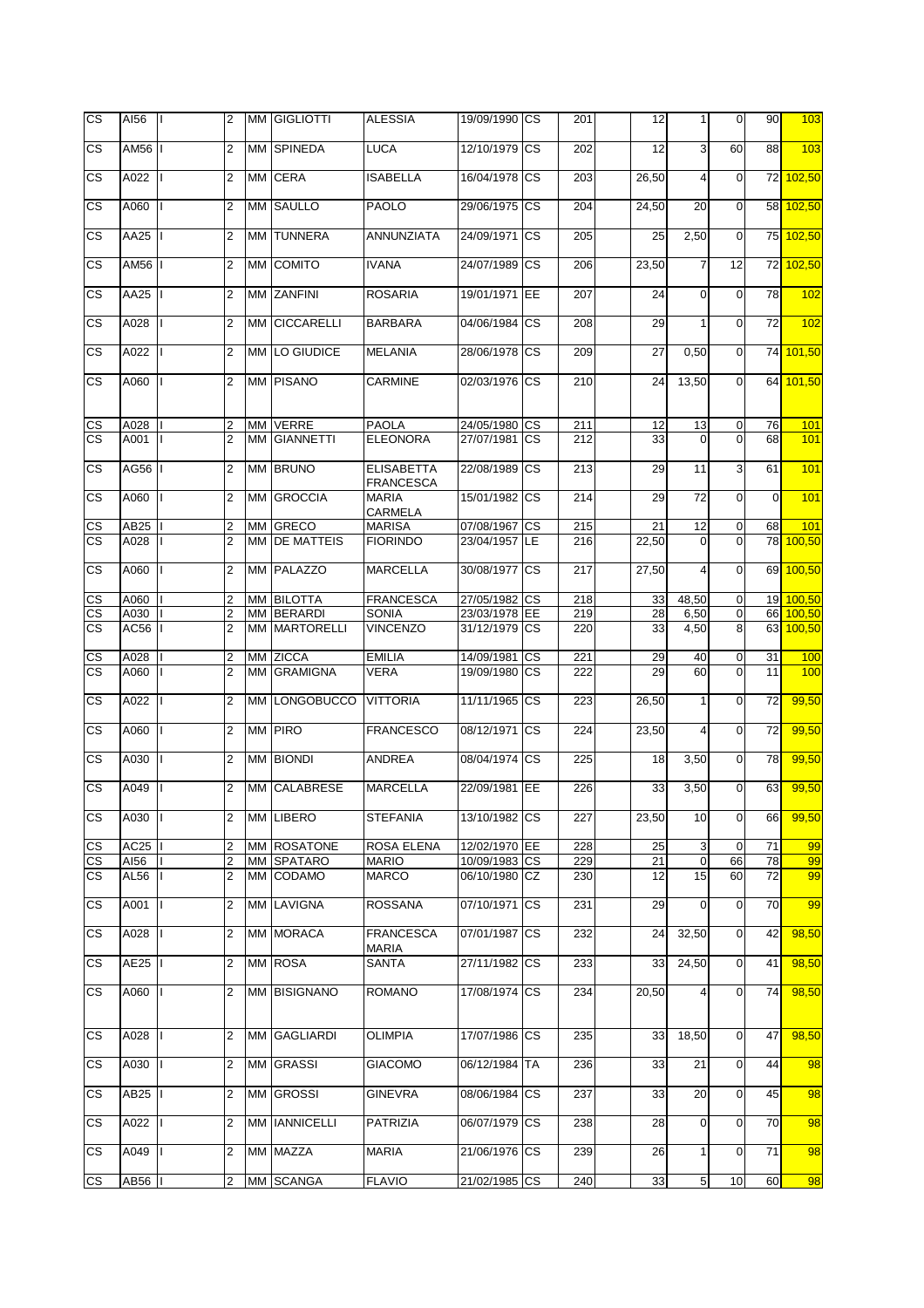| | | | | | | | | | | | | | | | | |
|---|---|---|---|---|---|---|---|---|---|---|---|---|---|---|---|---|
| CS | AI56 | I | 2 | MM | GIGLIOTTI | ALESSIA | 19/09/1990 | CS | 201 | | 12 | 1 | 0 | 90 | 103 |
| CS | AM56 | I | 2 | MM | SPINEDA | LUCA | 12/10/1979 | CS | 202 | | 12 | 3 | 60 | 88 | 103 |
| CS | A022 | I | 2 | MM | CERA | ISABELLA | 16/04/1978 | CS | 203 | | 26,50 | 4 | 0 | 72 | 102,50 |
| CS | A060 | I | 2 | MM | SAULLO | PAOLO | 29/06/1975 | CS | 204 | | 24,50 | 20 | 0 | 58 | 102,50 |
| CS | AA25 | I | 2 | MM | TUNNERA | ANNUNZIATA | 24/09/1971 | CS | 205 | | 25 | 2,50 | 0 | 75 | 102,50 |
| CS | AM56 | I | 2 | MM | COMITO | IVANA | 24/07/1989 | CS | 206 | | 23,50 | 7 | 12 | 72 | 102,50 |
| CS | AA25 | I | 2 | MM | ZANFINI | ROSARIA | 19/01/1971 | EE | 207 | | 24 | 0 | 0 | 78 | 102 |
| CS | A028 | I | 2 | MM | CICCARELLI | BARBARA | 04/06/1984 | CS | 208 | | 29 | 1 | 0 | 72 | 102 |
| CS | A022 | I | 2 | MM | LO GIUDICE | MELANIA | 28/06/1978 | CS | 209 | | 27 | 0,50 | 0 | 74 | 101,50 |
| CS | A060 | I | 2 | MM | PISANO | CARMINE | 02/03/1976 | CS | 210 | | 24 | 13,50 | 0 | 64 | 101,50 |
| CS | A028 | I | 2 | MM | VERRE | PAOLA | 24/05/1980 | CS | 211 | | 12 | 13 | 0 | 76 | 101 |
| CS | A001 | I | 2 | MM | GIANNETTI | ELEONORA | 27/07/1981 | CS | 212 | | 33 | 0 | 0 | 68 | 101 |
| CS | AG56 | I | 2 | MM | BRUNO | ELISABETTA FRANCESCA | 22/08/1989 | CS | 213 | | 29 | 11 | 3 | 61 | 101 |
| CS | A060 | I | 2 | MM | GROCCIA | MARIA CARMELA | 15/01/1982 | CS | 214 | | 29 | 72 | 0 | 0 | 101 |
| CS | AB25 | I | 2 | MM | GRECO | MARISA | 07/08/1967 | CS | 215 | | 21 | 12 | 0 | 68 | 101 |
| CS | A028 | I | 2 | MM | DE MATTEIS | FIORINDO | 23/04/1957 | LE | 216 | | 22,50 | 0 | 0 | 78 | 100,50 |
| CS | A060 | I | 2 | MM | PALAZZO | MARCELLA | 30/08/1977 | CS | 217 | | 27,50 | 4 | 0 | 69 | 100,50 |
| CS | A060 | I | 2 | MM | BILOTTA | FRANCESCA | 27/05/1982 | CS | 218 | | 33 | 48,50 | 0 | 19 | 100,50 |
| CS | A030 | I | 2 | MM | BERARDI | SONIA | 23/03/1978 | EE | 219 | | 28 | 6,50 | 0 | 66 | 100,50 |
| CS | AC56 | I | 2 | MM | MARTORELLI | VINCENZO | 31/12/1979 | CS | 220 | | 33 | 4,50 | 8 | 63 | 100,50 |
| CS | A028 | I | 2 | MM | ZICCA | EMILIA | 14/09/1981 | CS | 221 | | 29 | 40 | 0 | 31 | 100 |
| CS | A060 | I | 2 | MM | GRAMIGNA | VERA | 19/09/1980 | CS | 222 | | 29 | 60 | 0 | 11 | 100 |
| CS | A022 | I | 2 | MM | LONGOBUCCO | VITTORIA | 11/11/1965 | CS | 223 | | 26,50 | 1 | 0 | 72 | 99,50 |
| CS | A060 | I | 2 | MM | PIRO | FRANCESCO | 08/12/1971 | CS | 224 | | 23,50 | 4 | 0 | 72 | 99,50 |
| CS | A030 | I | 2 | MM | BIONDI | ANDREA | 08/04/1974 | CS | 225 | | 18 | 3,50 | 0 | 78 | 99,50 |
| CS | A049 | I | 2 | MM | CALABRESE | MARCELLA | 22/09/1981 | EE | 226 | | 33 | 3,50 | 0 | 63 | 99,50 |
| CS | A030 | I | 2 | MM | LIBERO | STEFANIA | 13/10/1982 | CS | 227 | | 23,50 | 10 | 0 | 66 | 99,50 |
| CS | AC25 | I | 2 | MM | ROSATONE | ROSA ELENA | 12/02/1970 | EE | 228 | | 25 | 3 | 0 | 71 | 99 |
| CS | AI56 | I | 2 | MM | SPATARO | MARIO | 10/09/1983 | CS | 229 | | 21 | 0 | 66 | 78 | 99 |
| CS | AL56 | I | 2 | MM | CODAMO | MARCO | 06/10/1980 | CZ | 230 | | 12 | 15 | 60 | 72 | 99 |
| CS | A001 | I | 2 | MM | LAVIGNA | ROSSANA | 07/10/1971 | CS | 231 | | 29 | 0 | 0 | 70 | 99 |
| CS | A028 | I | 2 | MM | MORACA | FRANCESCA MARIA | 07/01/1987 | CS | 232 | | 24 | 32,50 | 0 | 42 | 98,50 |
| CS | AE25 | I | 2 | MM | ROSA | SANTA | 27/11/1982 | CS | 233 | | 33 | 24,50 | 0 | 41 | 98,50 |
| CS | A060 | I | 2 | MM | BISIGNANO | ROMANO | 17/08/1974 | CS | 234 | | 20,50 | 4 | 0 | 74 | 98,50 |
| CS | A028 | I | 2 | MM | GAGLIARDI | OLIMPIA | 17/07/1986 | CS | 235 | | 33 | 18,50 | 0 | 47 | 98,50 |
| CS | A030 | I | 2 | MM | GRASSI | GIACOMO | 06/12/1984 | TA | 236 | | 33 | 21 | 0 | 44 | 98 |
| CS | AB25 | I | 2 | MM | GROSSI | GINEVRA | 08/06/1984 | CS | 237 | | 33 | 20 | 0 | 45 | 98 |
| CS | A022 | I | 2 | MM | IANNICELLI | PATRIZIA | 06/07/1979 | CS | 238 | | 28 | 0 | 0 | 70 | 98 |
| CS | A049 | I | 2 | MM | MAZZA | MARIA | 21/06/1976 | CS | 239 | | 26 | 1 | 0 | 71 | 98 |
| CS | AB56 | I | 2 | MM | SCANGA | FLAVIO | 21/02/1985 | CS | 240 | | 33 | 5 | 10 | 60 | 98 |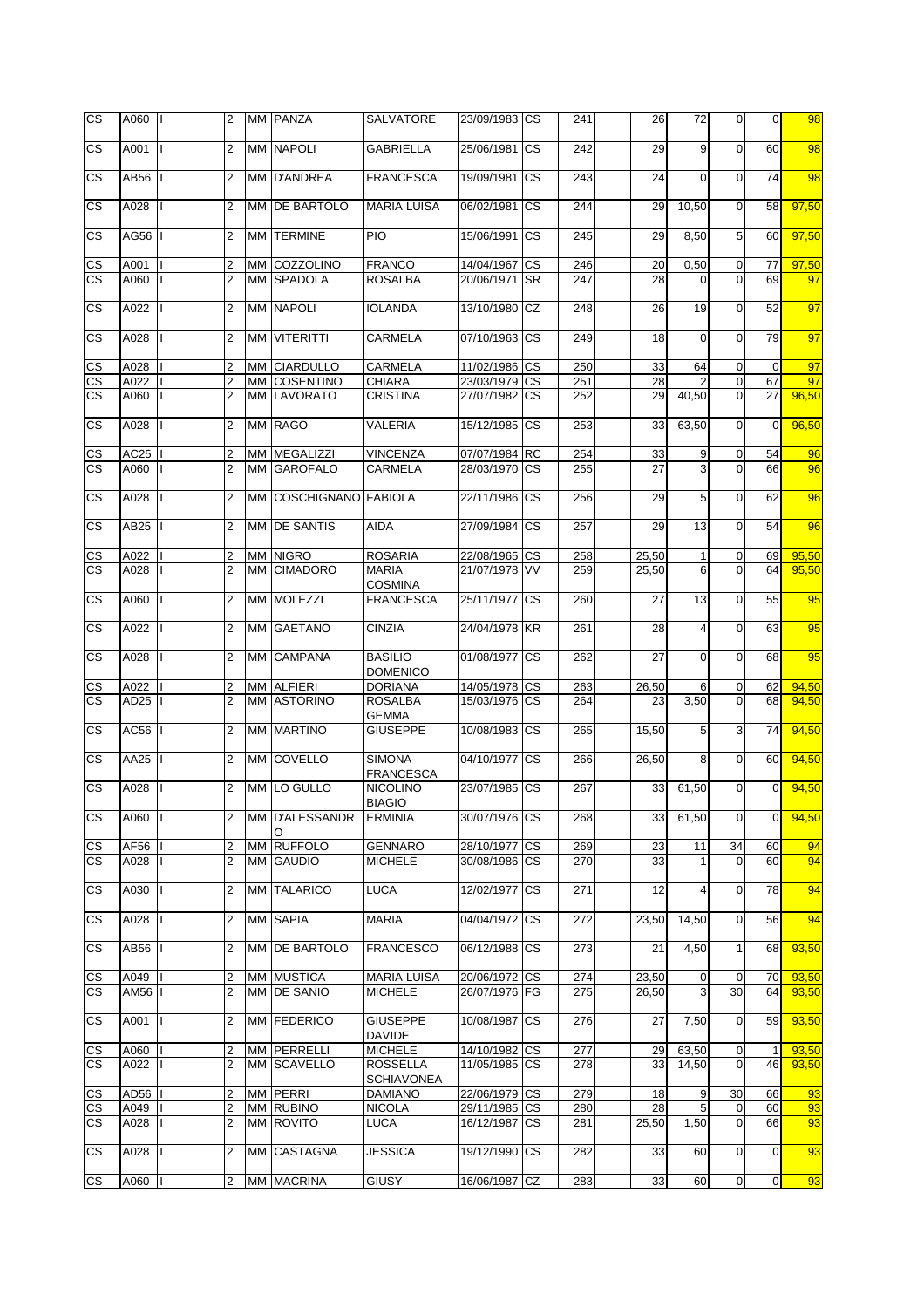| CS | A060 | I | 2 | MM | PANZA | SALVATORE | 23/09/1983 | CS | 241 | | 26 | 72 | 0 | 0 | 98 |
|---|---|---|---|---|---|---|---|---|---|---|---|---|---|---|---|
| CS | A001 | I | 2 | MM | NAPOLI | GABRIELLA | 25/06/1981 | CS | 242 | | 29 | 9 | 0 | 60 | 98 |
| CS | AB56 | I | 2 | MM | D'ANDREA | FRANCESCA | 19/09/1981 | CS | 243 | | 24 | 0 | 0 | 74 | 98 |
| CS | A028 | I | 2 | MM | DE BARTOLO | MARIA LUISA | 06/02/1981 | CS | 244 | | 29 | 10,50 | 0 | 58 | 97,50 |
| CS | AG56 | I | 2 | MM | TERMINE | PIO | 15/06/1991 | CS | 245 | | 29 | 8,50 | 5 | 60 | 97,50 |
| CS | A001 | I | 2 | MM | COZZOLINO | FRANCO | 14/04/1967 | CS | 246 | | 20 | 0,50 | 0 | 77 | 97,50 |
| CS | A060 | I | 2 | MM | SPADOLA | ROSALBA | 20/06/1971 | SR | 247 | | 28 | 0 | 0 | 69 | 97 |
| CS | A022 | I | 2 | MM | NAPOLI | IOLANDA | 13/10/1980 | CZ | 248 | | 26 | 19 | 0 | 52 | 97 |
| CS | A028 | I | 2 | MM | VITERITTI | CARMELA | 07/10/1963 | CS | 249 | | 18 | 0 | 0 | 79 | 97 |
| CS | A028 | I | 2 | MM | CIARDULLO | CARMELA | 11/02/1986 | CS | 250 | | 33 | 64 | 0 | 0 | 97 |
| CS | A022 | I | 2 | MM | COSENTINO | CHIARA | 23/03/1979 | CS | 251 | | 28 | 2 | 0 | 67 | 97 |
| CS | A060 | I | 2 | MM | LAVORATO | CRISTINA | 27/07/1982 | CS | 252 | | 29 | 40,50 | 0 | 27 | 96,50 |
| CS | A028 | I | 2 | MM | RAGO | VALERIA | 15/12/1985 | CS | 253 | | 33 | 63,50 | 0 | 0 | 96,50 |
| CS | AC25 | I | 2 | MM | MEGALIZZI | VINCENZA | 07/07/1984 | RC | 254 | | 33 | 9 | 0 | 54 | 96 |
| CS | A060 | I | 2 | MM | GAROFALO | CARMELA | 28/03/1970 | CS | 255 | | 27 | 3 | 0 | 66 | 96 |
| CS | A028 | I | 2 | MM | COSCHIGNANO | FABIOLA | 22/11/1986 | CS | 256 | | 29 | 5 | 0 | 62 | 96 |
| CS | AB25 | I | 2 | MM | DE SANTIS | AIDA | 27/09/1984 | CS | 257 | | 29 | 13 | 0 | 54 | 96 |
| CS | A022 | I | 2 | MM | NIGRO | ROSARIA | 22/08/1965 | CS | 258 | | 25,50 | 1 | 0 | 69 | 95,50 |
| CS | A028 | I | 2 | MM | CIMADORO | MARIA COSMINA | 21/07/1978 | VV | 259 | | 25,50 | 6 | 0 | 64 | 95,50 |
| CS | A060 | I | 2 | MM | MOLEZZI | FRANCESCA | 25/11/1977 | CS | 260 | | 27 | 13 | 0 | 55 | 95 |
| CS | A022 | I | 2 | MM | GAETANO | CINZIA | 24/04/1978 | KR | 261 | | 28 | 4 | 0 | 63 | 95 |
| CS | A028 | I | 2 | MM | CAMPANA | BASILIO DOMENICO | 01/08/1977 | CS | 262 | | 27 | 0 | 0 | 68 | 95 |
| CS | A022 | I | 2 | MM | ALFIERI | DORIANA | 14/05/1978 | CS | 263 | | 26,50 | 6 | 0 | 62 | 94,50 |
| CS | AD25 | I | 2 | MM | ASTORINO | ROSALBA GEMMA | 15/03/1976 | CS | 264 | | 23 | 3,50 | 0 | 68 | 94,50 |
| CS | AC56 | I | 2 | MM | MARTINO | GIUSEPPE | 10/08/1983 | CS | 265 | | 15,50 | 5 | 3 | 74 | 94,50 |
| CS | AA25 | I | 2 | MM | COVELLO | SIMONA-FRANCESCA | 04/10/1977 | CS | 266 | | 26,50 | 8 | 0 | 60 | 94,50 |
| CS | A028 | I | 2 | MM | LO GULLO | NICOLINO BIAGIO | 23/07/1985 | CS | 267 | | 33 | 61,50 | 0 | 0 | 94,50 |
| CS | A060 | I | 2 | MM | D'ALESSANDRO | ERMINIA | 30/07/1976 | CS | 268 | | 33 | 61,50 | 0 | 0 | 94,50 |
| CS | AF56 | I | 2 | MM | RUFFOLO | GENNARO | 28/10/1977 | CS | 269 | | 23 | 11 | 34 | 60 | 94 |
| CS | A028 | I | 2 | MM | GAUDIO | MICHELE | 30/08/1986 | CS | 270 | | 33 | 1 | 0 | 60 | 94 |
| CS | A030 | I | 2 | MM | TALARICO | LUCA | 12/02/1977 | CS | 271 | | 12 | 4 | 0 | 78 | 94 |
| CS | A028 | I | 2 | MM | SAPIA | MARIA | 04/04/1972 | CS | 272 | | 23,50 | 14,50 | 0 | 56 | 94 |
| CS | AB56 | I | 2 | MM | DE BARTOLO | FRANCESCO | 06/12/1988 | CS | 273 | | 21 | 4,50 | 1 | 68 | 93,50 |
| CS | A049 | I | 2 | MM | MUSTICA | MARIA LUISA | 20/06/1972 | CS | 274 | | 23,50 | 0 | 0 | 70 | 93,50 |
| CS | AM56 | I | 2 | MM | DE SANIO | MICHELE | 26/07/1976 | FG | 275 | | 26,50 | 3 | 30 | 64 | 93,50 |
| CS | A001 | I | 2 | MM | FEDERICO | GIUSEPPE DAVIDE | 10/08/1987 | CS | 276 | | 27 | 7,50 | 0 | 59 | 93,50 |
| CS | A060 | I | 2 | MM | PERRELLI | MICHELE | 14/10/1982 | CS | 277 | | 29 | 63,50 | 0 | 1 | 93,50 |
| CS | A022 | I | 2 | MM | SCAVELLO | ROSSELLA SCHIAVONEA | 11/05/1985 | CS | 278 | | 33 | 14,50 | 0 | 46 | 93,50 |
| CS | AD56 | I | 2 | MM | PERRI | DAMIANO | 22/06/1979 | CS | 279 | | 18 | 9 | 30 | 66 | 93 |
| CS | A049 | I | 2 | MM | RUBINO | NICOLA | 29/11/1985 | CS | 280 | | 28 | 5 | 0 | 60 | 93 |
| CS | A028 | I | 2 | MM | ROVITO | LUCA | 16/12/1987 | CS | 281 | | 25,50 | 1,50 | 0 | 66 | 93 |
| CS | A028 | I | 2 | MM | CASTAGNA | JESSICA | 19/12/1990 | CS | 282 | | 33 | 60 | 0 | 0 | 93 |
| CS | A060 | I | 2 | MM | MACRINA | GIUSY | 16/06/1987 | CZ | 283 | | 33 | 60 | 0 | 0 | 93 |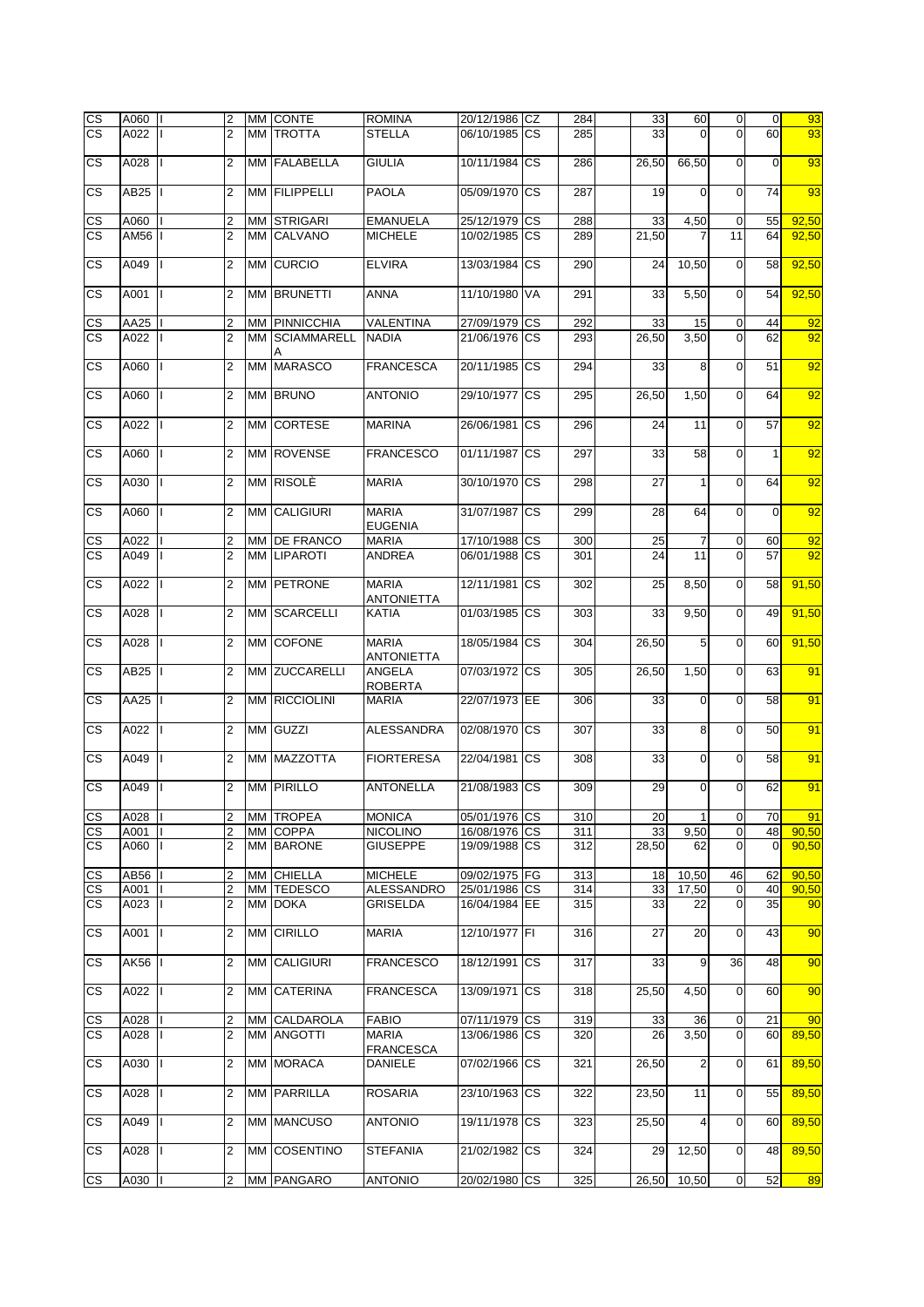| | | | | | | | | | | | | | | | | |
|---|---|---|---|---|---|---|---|---|---|---|---|---|---|---|---|---|
| CS | A060 | I | 2 | MM | CONTE | ROMINA | 20/12/1986 | CZ | 284 | | 33 | 60 | 0 | 0 | 93 |
| CS | A022 | I | 2 | MM | TROTTA | STELLA | 06/10/1985 | CS | 285 | | 33 | 0 | 0 | 60 | 93 |
| CS | A028 | I | 2 | MM | FALABELLA | GIULIA | 10/11/1984 | CS | 286 | | 26,50 | 66,50 | 0 | 0 | 93 |
| CS | AB25 | I | 2 | MM | FILIPPELLI | PAOLA | 05/09/1970 | CS | 287 | | 19 | 0 | 0 | 74 | 93 |
| CS | A060 | I | 2 | MM | STRIGARI | EMANUELA | 25/12/1979 | CS | 288 | | 33 | 4,50 | 0 | 55 | 92,50 |
| CS | AM56 | I | 2 | MM | CALVANO | MICHELE | 10/02/1985 | CS | 289 | | 21,50 | 7 | 11 | 64 | 92,50 |
| CS | A049 | I | 2 | MM | CURCIO | ELVIRA | 13/03/1984 | CS | 290 | | 24 | 10,50 | 0 | 58 | 92,50 |
| CS | A001 | I | 2 | MM | BRUNETTI | ANNA | 11/10/1980 | VA | 291 | | 33 | 5,50 | 0 | 54 | 92,50 |
| CS | AA25 | I | 2 | MM | PINNICCHIA | VALENTINA | 27/09/1979 | CS | 292 | | 33 | 15 | 0 | 44 | 92 |
| CS | A022 | I | 2 | MM | SCIAMMARELLA | NADIA | 21/06/1976 | CS | 293 | | 26,50 | 3,50 | 0 | 62 | 92 |
| CS | A060 | I | 2 | MM | MARASCO | FRANCESCA | 20/11/1985 | CS | 294 | | 33 | 8 | 0 | 51 | 92 |
| CS | A060 | I | 2 | MM | BRUNO | ANTONIO | 29/10/1977 | CS | 295 | | 26,50 | 1,50 | 0 | 64 | 92 |
| CS | A022 | I | 2 | MM | CORTESE | MARINA | 26/06/1981 | CS | 296 | | 24 | 11 | 0 | 57 | 92 |
| CS | A060 | I | 2 | MM | ROVENSE | FRANCESCO | 01/11/1987 | CS | 297 | | 33 | 58 | 0 | 1 | 92 |
| CS | A030 | I | 2 | MM | RISOLÈ | MARIA | 30/10/1970 | CS | 298 | | 27 | 1 | 0 | 64 | 92 |
| CS | A060 | I | 2 | MM | CALIGIURI | MARIA EUGENIA | 31/07/1987 | CS | 299 | | 28 | 64 | 0 | 0 | 92 |
| CS | A022 | I | 2 | MM | DE FRANCO | MARIA | 17/10/1988 | CS | 300 | | 25 | 7 | 0 | 60 | 92 |
| CS | A049 | I | 2 | MM | LIPAROTI | ANDREA | 06/01/1988 | CS | 301 | | 24 | 11 | 0 | 57 | 92 |
| CS | A022 | I | 2 | MM | PETRONE | MARIA ANTONIETTA | 12/11/1981 | CS | 302 | | 25 | 8,50 | 0 | 58 | 91,50 |
| CS | A028 | I | 2 | MM | SCARCELLI | KATIA | 01/03/1985 | CS | 303 | | 33 | 9,50 | 0 | 49 | 91,50 |
| CS | A028 | I | 2 | MM | COFONE | MARIA ANTONIETTA | 18/05/1984 | CS | 304 | | 26,50 | 5 | 0 | 60 | 91,50 |
| CS | AB25 | I | 2 | MM | ZUCCARELLI | ANGELA ROBERTA | 07/03/1972 | CS | 305 | | 26,50 | 1,50 | 0 | 63 | 91 |
| CS | AA25 | I | 2 | MM | RICCIOLINI | MARIA | 22/07/1973 | EE | 306 | | 33 | 0 | 0 | 58 | 91 |
| CS | A022 | I | 2 | MM | GUZZI | ALESSANDRA | 02/08/1970 | CS | 307 | | 33 | 8 | 0 | 50 | 91 |
| CS | A049 | I | 2 | MM | MAZZOTTA | FIORTERESA | 22/04/1981 | CS | 308 | | 33 | 0 | 0 | 58 | 91 |
| CS | A049 | I | 2 | MM | PIRILLO | ANTONELLA | 21/08/1983 | CS | 309 | | 29 | 0 | 0 | 62 | 91 |
| CS | A028 | I | 2 | MM | TROPEA | MONICA | 05/01/1976 | CS | 310 | | 20 | 1 | 0 | 70 | 91 |
| CS | A001 | I | 2 | MM | COPPA | NICOLINO | 16/08/1976 | CS | 311 | | 33 | 9,50 | 0 | 48 | 90,50 |
| CS | A060 | I | 2 | MM | BARONE | GIUSEPPE | 19/09/1988 | CS | 312 | | 28,50 | 62 | 0 | 0 | 90,50 |
| CS | AB56 | I | 2 | MM | CHIELLA | MICHELE | 09/02/1975 | FG | 313 | | 18 | 10,50 | 46 | 62 | 90,50 |
| CS | A001 | I | 2 | MM | TEDESCO | ALESSANDRO | 25/01/1986 | CS | 314 | | 33 | 17,50 | 0 | 40 | 90,50 |
| CS | A023 | I | 2 | MM | DOKA | GRISELDA | 16/04/1984 | EE | 315 | | 33 | 22 | 0 | 35 | 90 |
| CS | A001 | I | 2 | MM | CIRILLO | MARIA | 12/10/1977 | FI | 316 | | 27 | 20 | 0 | 43 | 90 |
| CS | AK56 | I | 2 | MM | CALIGIURI | FRANCESCO | 18/12/1991 | CS | 317 | | 33 | 9 | 36 | 48 | 90 |
| CS | A022 | I | 2 | MM | CATERINA | FRANCESCA | 13/09/1971 | CS | 318 | | 25,50 | 4,50 | 0 | 60 | 90 |
| CS | A028 | I | 2 | MM | CALDAROLA | FABIO | 07/11/1979 | CS | 319 | | 33 | 36 | 0 | 21 | 90 |
| CS | A028 | I | 2 | MM | ANGOTTI | MARIA FRANCESCA | 13/06/1986 | CS | 320 | | 26 | 3,50 | 0 | 60 | 89,50 |
| CS | A030 | I | 2 | MM | MORACA | DANIELE | 07/02/1966 | CS | 321 | | 26,50 | 2 | 0 | 61 | 89,50 |
| CS | A028 | I | 2 | MM | PARRILLA | ROSARIA | 23/10/1963 | CS | 322 | | 23,50 | 11 | 0 | 55 | 89,50 |
| CS | A049 | I | 2 | MM | MANCUSO | ANTONIO | 19/11/1978 | CS | 323 | | 25,50 | 4 | 0 | 60 | 89,50 |
| CS | A028 | I | 2 | MM | COSENTINO | STEFANIA | 21/02/1982 | CS | 324 | | 29 | 12,50 | 0 | 48 | 89,50 |
| CS | A030 | I | 2 | MM | PANGARO | ANTONIO | 20/02/1980 | CS | 325 | | 26,50 | 10,50 | 0 | 52 | 89 |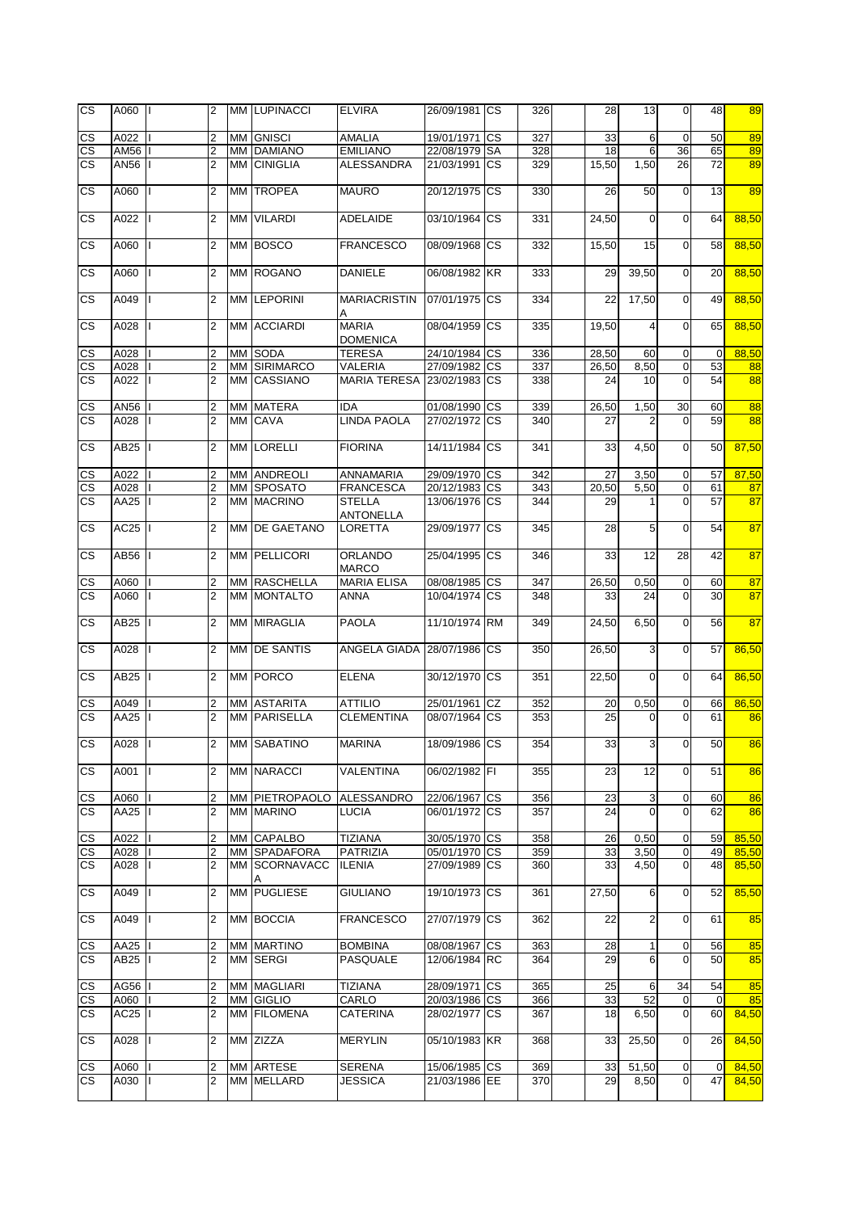| | | | | | | | | | | | | | | | | |
|---|---|---|---|---|---|---|---|---|---|---|---|---|---|---|---|---|
| CS | A060 | I | 2 | MM | LUPINACCI | ELVIRA | 26/09/1981 | CS | 326 | | 28 | 13 | 0 | 48 | 89 |
| CS | A022 | I | 2 | MM | GNISCI | AMALIA | 19/01/1971 | CS | 327 | | 33 | 6 | 0 | 50 | 89 |
| CS | AM56 | I | 2 | MM | DAMIANO | EMILIANO | 22/08/1979 | SA | 328 | | 18 | 6 | 36 | 65 | 89 |
| CS | AN56 | I | 2 | MM | CINIGLIA | ALESSANDRA | 21/03/1991 | CS | 329 | | 15,50 | 1,50 | 26 | 72 | 89 |
| CS | A060 | I | 2 | MM | TROPEA | MAURO | 20/12/1975 | CS | 330 | | 26 | 50 | 0 | 13 | 89 |
| CS | A022 | I | 2 | MM | VILARDI | ADELAIDE | 03/10/1964 | CS | 331 | | 24,50 | 0 | 0 | 64 | 88,50 |
| CS | A060 | I | 2 | MM | BOSCO | FRANCESCO | 08/09/1968 | CS | 332 | | 15,50 | 15 | 0 | 58 | 88,50 |
| CS | A060 | I | 2 | MM | ROGANO | DANIELE | 06/08/1982 | KR | 333 | | 29 | 39,50 | 0 | 20 | 88,50 |
| CS | A049 | I | 2 | MM | LEPORINI | MARIACRISTINA | 07/01/1975 | CS | 334 | | 22 | 17,50 | 0 | 49 | 88,50 |
| CS | A028 | I | 2 | MM | ACCIARDI | MARIA DOMENICA | 08/04/1959 | CS | 335 | | 19,50 | 4 | 0 | 65 | 88,50 |
| CS | A028 | I | 2 | MM | SODA | TERESA | 24/10/1984 | CS | 336 | | 28,50 | 60 | 0 | 0 | 88,50 |
| CS | A028 | I | 2 | MM | SIRIMARCO | VALERIA | 27/09/1982 | CS | 337 | | 26,50 | 8,50 | 0 | 53 | 88 |
| CS | A022 | I | 2 | MM | CASSIANO | MARIA TERESA | 23/02/1983 | CS | 338 | | 24 | 10 | 0 | 54 | 88 |
| CS | AN56 | I | 2 | MM | MATERA | IDA | 01/08/1990 | CS | 339 | | 26,50 | 1,50 | 30 | 60 | 88 |
| CS | A028 | I | 2 | MM | CAVA | LINDA PAOLA | 27/02/1972 | CS | 340 | | 27 | 2 | 0 | 59 | 88 |
| CS | AB25 | I | 2 | MM | LORELLI | FIORINA | 14/11/1984 | CS | 341 | | 33 | 4,50 | 0 | 50 | 87,50 |
| CS | A022 | I | 2 | MM | ANDREOLI | ANNAMARIA | 29/09/1970 | CS | 342 | | 27 | 3,50 | 0 | 57 | 87,50 |
| CS | A028 | I | 2 | MM | SPOSATO | FRANCESCA | 20/12/1983 | CS | 343 | | 20,50 | 5,50 | 0 | 61 | 87 |
| CS | AA25 | I | 2 | MM | MACRINO | STELLA ANTONELLA | 13/06/1976 | CS | 344 | | 29 | 1 | 0 | 57 | 87 |
| CS | AC25 | I | 2 | MM | DE GAETANO | LORETTA | 29/09/1977 | CS | 345 | | 28 | 5 | 0 | 54 | 87 |
| CS | AB56 | I | 2 | MM | PELLICORI | ORLANDO MARCO | 25/04/1995 | CS | 346 | | 33 | 12 | 28 | 42 | 87 |
| CS | A060 | I | 2 | MM | RASCHELLA | MARIA ELISA | 08/08/1985 | CS | 347 | | 26,50 | 0,50 | 0 | 60 | 87 |
| CS | A060 | I | 2 | MM | MONTALTO | ANNA | 10/04/1974 | CS | 348 | | 33 | 24 | 0 | 30 | 87 |
| CS | AB25 | I | 2 | MM | MIRAGLIA | PAOLA | 11/10/1974 | RM | 349 | | 24,50 | 6,50 | 0 | 56 | 87 |
| CS | A028 | I | 2 | MM | DE SANTIS | ANGELA GIADA | 28/07/1986 | CS | 350 | | 26,50 | 3 | 0 | 57 | 86,50 |
| CS | AB25 | I | 2 | MM | PORCO | ELENA | 30/12/1970 | CS | 351 | | 22,50 | 0 | 0 | 64 | 86,50 |
| CS | A049 | I | 2 | MM | ASTARITA | ATTILIO | 25/01/1961 | CZ | 352 | | 20 | 0,50 | 0 | 66 | 86,50 |
| CS | AA25 | I | 2 | MM | PARISELLA | CLEMENTINA | 08/07/1964 | CS | 353 | | 25 | 0 | 0 | 61 | 86 |
| CS | A028 | I | 2 | MM | SABATINO | MARINA | 18/09/1986 | CS | 354 | | 33 | 3 | 0 | 50 | 86 |
| CS | A001 | I | 2 | MM | NARACCI | VALENTINA | 06/02/1982 | FI | 355 | | 23 | 12 | 0 | 51 | 86 |
| CS | A060 | I | 2 | MM | PIETROPAOLO | ALESSANDRO | 22/06/1967 | CS | 356 | | 23 | 3 | 0 | 60 | 86 |
| CS | AA25 | I | 2 | MM | MARINO | LUCIA | 06/01/1972 | CS | 357 | | 24 | 0 | 0 | 62 | 86 |
| CS | A022 | I | 2 | MM | CAPALBO | TIZIANA | 30/05/1970 | CS | 358 | | 26 | 0,50 | 0 | 59 | 85,50 |
| CS | A028 | I | 2 | MM | SPADAFORA | PATRIZIA | 05/01/1970 | CS | 359 | | 33 | 3,50 | 0 | 49 | 85,50 |
| CS | A028 | I | 2 | MM | SCORNAVACCA | ILENIA | 27/09/1989 | CS | 360 | | 33 | 4,50 | 0 | 48 | 85,50 |
| CS | A049 | I | 2 | MM | PUGLIESE | GIULIANO | 19/10/1973 | CS | 361 | | 27,50 | 6 | 0 | 52 | 85,50 |
| CS | A049 | I | 2 | MM | BOCCIA | FRANCESCO | 27/07/1979 | CS | 362 | | 22 | 2 | 0 | 61 | 85 |
| CS | AA25 | I | 2 | MM | MARTINO | BOMBINA | 08/08/1967 | CS | 363 | | 28 | 1 | 0 | 56 | 85 |
| CS | AB25 | I | 2 | MM | SERGI | PASQUALE | 12/06/1984 | RC | 364 | | 29 | 6 | 0 | 50 | 85 |
| CS | AG56 | I | 2 | MM | MAGLIARI | TIZIANA | 28/09/1971 | CS | 365 | | 25 | 6 | 34 | 54 | 85 |
| CS | A060 | I | 2 | MM | GIGLIO | CARLO | 20/03/1986 | CS | 366 | | 33 | 52 | 0 | 0 | 85 |
| CS | AC25 | I | 2 | MM | FILOMENA | CATERINA | 28/02/1977 | CS | 367 | | 18 | 6,50 | 0 | 60 | 84,50 |
| CS | A028 | I | 2 | MM | ZIZZA | MERYLIN | 05/10/1983 | KR | 368 | | 33 | 25,50 | 0 | 26 | 84,50 |
| CS | A060 | I | 2 | MM | ARTESE | SERENA | 15/06/1985 | CS | 369 | | 33 | 51,50 | 0 | 0 | 84,50 |
| CS | A030 | I | 2 | MM | MELLARD | JESSICA | 21/03/1986 | EE | 370 | | 29 | 8,50 | 0 | 47 | 84,50 |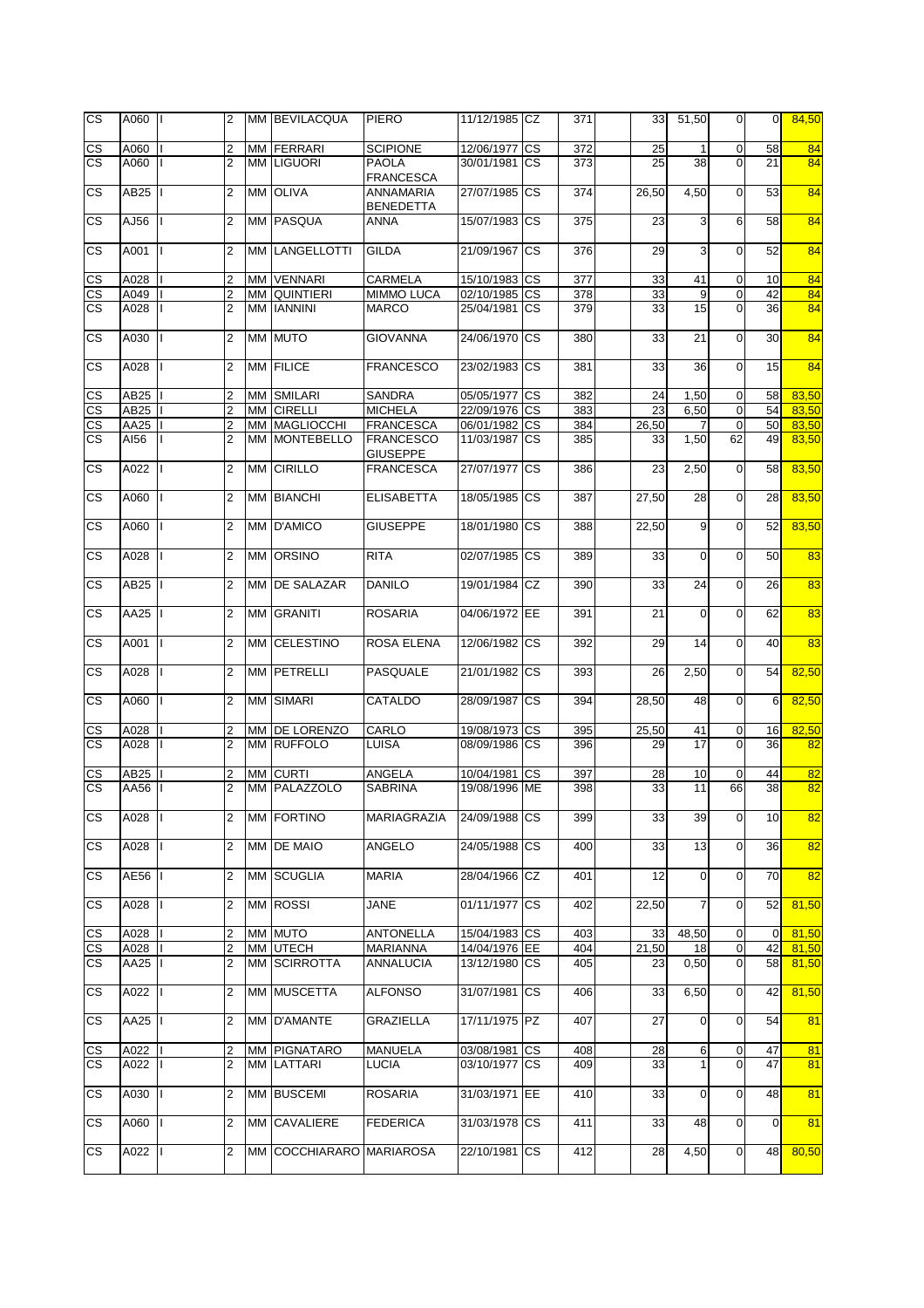| | | | | | | | | | | | | | | | | |
|---|---|---|---|---|---|---|---|---|---|---|---|---|---|---|---|---|
| CS | A060 | I | 2 | MM | BEVILACQUA | PIERO | 11/12/1985 | CZ | 371 | | 33 | 51,50 | 0 | 0 | 84,50 |
| CS | A060 | I | 2 | MM | FERRARI | SCIPIONE | 12/06/1977 | CS | 372 | | 25 | 1 | 0 | 58 | 84 |
| CS | A060 | I | 2 | MM | LIGUORI | PAOLA FRANCESCA | 30/01/1981 | CS | 373 | | 25 | 38 | 0 | 21 | 84 |
| CS | AB25 | I | 2 | MM | OLIVA | ANNAMARIA BENEDETTA | 27/07/1985 | CS | 374 | | 26,50 | 4,50 | 0 | 53 | 84 |
| CS | AJ56 | I | 2 | MM | PASQUA | ANNA | 15/07/1983 | CS | 375 | | 23 | 3 | 6 | 58 | 84 |
| CS | A001 | I | 2 | MM | LANGELLOTTI | GILDA | 21/09/1967 | CS | 376 | | 29 | 3 | 0 | 52 | 84 |
| CS | A028 | I | 2 | MM | VENNARI | CARMELA | 15/10/1983 | CS | 377 | | 33 | 41 | 0 | 10 | 84 |
| CS | A049 | I | 2 | MM | QUINTIERI | MIMMO LUCA | 02/10/1985 | CS | 378 | | 33 | 9 | 0 | 42 | 84 |
| CS | A028 | I | 2 | MM | IANNINI | MARCO | 25/04/1981 | CS | 379 | | 33 | 15 | 0 | 36 | 84 |
| CS | A030 | I | 2 | MM | MUTO | GIOVANNA | 24/06/1970 | CS | 380 | | 33 | 21 | 0 | 30 | 84 |
| CS | A028 | I | 2 | MM | FILICE | FRANCESCO | 23/02/1983 | CS | 381 | | 33 | 36 | 0 | 15 | 84 |
| CS | AB25 | I | 2 | MM | SMILARI | SANDRA | 05/05/1977 | CS | 382 | | 24 | 1,50 | 0 | 58 | 83,50 |
| CS | AB25 | I | 2 | MM | CIRELLI | MICHELA | 22/09/1976 | CS | 383 | | 23 | 6,50 | 0 | 54 | 83,50 |
| CS | AA25 | I | 2 | MM | MAGLIOCCHI | FRANCESCA | 06/01/1982 | CS | 384 | | 26,50 | 7 | 0 | 50 | 83,50 |
| CS | AI56 | I | 2 | MM | MONTEBELLO | FRANCESCO GIUSEPPE | 11/03/1987 | CS | 385 | | 33 | 1,50 | 62 | 49 | 83,50 |
| CS | A022 | I | 2 | MM | CIRILLO | FRANCESCA | 27/07/1977 | CS | 386 | | 23 | 2,50 | 0 | 58 | 83,50 |
| CS | A060 | I | 2 | MM | BIANCHI | ELISABETTA | 18/05/1985 | CS | 387 | | 27,50 | 28 | 0 | 28 | 83,50 |
| CS | A060 | I | 2 | MM | D'AMICO | GIUSEPPE | 18/01/1980 | CS | 388 | | 22,50 | 9 | 0 | 52 | 83,50 |
| CS | A028 | I | 2 | MM | ORSINO | RITA | 02/07/1985 | CS | 389 | | 33 | 0 | 0 | 50 | 83 |
| CS | AB25 | I | 2 | MM | DE SALAZAR | DANILO | 19/01/1984 | CZ | 390 | | 33 | 24 | 0 | 26 | 83 |
| CS | AA25 | I | 2 | MM | GRANITI | ROSARIA | 04/06/1972 | EE | 391 | | 21 | 0 | 0 | 62 | 83 |
| CS | A001 | I | 2 | MM | CELESTINO | ROSA ELENA | 12/06/1982 | CS | 392 | | 29 | 14 | 0 | 40 | 83 |
| CS | A028 | I | 2 | MM | PETRELLI | PASQUALE | 21/01/1982 | CS | 393 | | 26 | 2,50 | 0 | 54 | 82,50 |
| CS | A060 | I | 2 | MM | SIMARI | CATALDO | 28/09/1987 | CS | 394 | | 28,50 | 48 | 0 | 6 | 82,50 |
| CS | A028 | I | 2 | MM | DE LORENZO | CARLO | 19/08/1973 | CS | 395 | | 25,50 | 41 | 0 | 16 | 82,50 |
| CS | A028 | I | 2 | MM | RUFFOLO | LUISA | 08/09/1986 | CS | 396 | | 29 | 17 | 0 | 36 | 82 |
| CS | AB25 | I | 2 | MM | CURTI | ANGELA | 10/04/1981 | CS | 397 | | 28 | 10 | 0 | 44 | 82 |
| CS | AA56 | I | 2 | MM | PALAZZOLO | SABRINA | 19/08/1996 | ME | 398 | | 33 | 11 | 66 | 38 | 82 |
| CS | A028 | I | 2 | MM | FORTINO | MARIAGRAZIA | 24/09/1988 | CS | 399 | | 33 | 39 | 0 | 10 | 82 |
| CS | A028 | I | 2 | MM | DE MAIO | ANGELO | 24/05/1988 | CS | 400 | | 33 | 13 | 0 | 36 | 82 |
| CS | AE56 | I | 2 | MM | SCUGLIA | MARIA | 28/04/1966 | CZ | 401 | | 12 | 0 | 0 | 70 | 82 |
| CS | A028 | I | 2 | MM | ROSSI | JANE | 01/11/1977 | CS | 402 | | 22,50 | 7 | 0 | 52 | 81,50 |
| CS | A028 | I | 2 | MM | MUTO | ANTONELLA | 15/04/1983 | CS | 403 | | 33 | 48,50 | 0 | 0 | 81,50 |
| CS | A028 | I | 2 | MM | UTECH | MARIANNA | 14/04/1976 | EE | 404 | | 21,50 | 18 | 0 | 42 | 81,50 |
| CS | AA25 | I | 2 | MM | SCIRROTTA | ANNALUCIA | 13/12/1980 | CS | 405 | | 23 | 0,50 | 0 | 58 | 81,50 |
| CS | A022 | I | 2 | MM | MUSCETTA | ALFONSO | 31/07/1981 | CS | 406 | | 33 | 6,50 | 0 | 42 | 81,50 |
| CS | AA25 | I | 2 | MM | D'AMANTE | GRAZIELLA | 17/11/1975 | PZ | 407 | | 27 | 0 | 0 | 54 | 81 |
| CS | A022 | I | 2 | MM | PIGNATARO | MANUELA | 03/08/1981 | CS | 408 | | 28 | 6 | 0 | 47 | 81 |
| CS | A022 | I | 2 | MM | LATTARI | LUCIA | 03/10/1977 | CS | 409 | | 33 | 1 | 0 | 47 | 81 |
| CS | A030 | I | 2 | MM | BUSCEMI | ROSARIA | 31/03/1971 | EE | 410 | | 33 | 0 | 0 | 48 | 81 |
| CS | A060 | I | 2 | MM | CAVALIERE | FEDERICA | 31/03/1978 | CS | 411 | | 33 | 48 | 0 | 0 | 81 |
| CS | A022 | I | 2 | MM | COCCHIARARO | MARIAROSA | 22/10/1981 | CS | 412 | | 28 | 4,50 | 0 | 48 | 80,50 |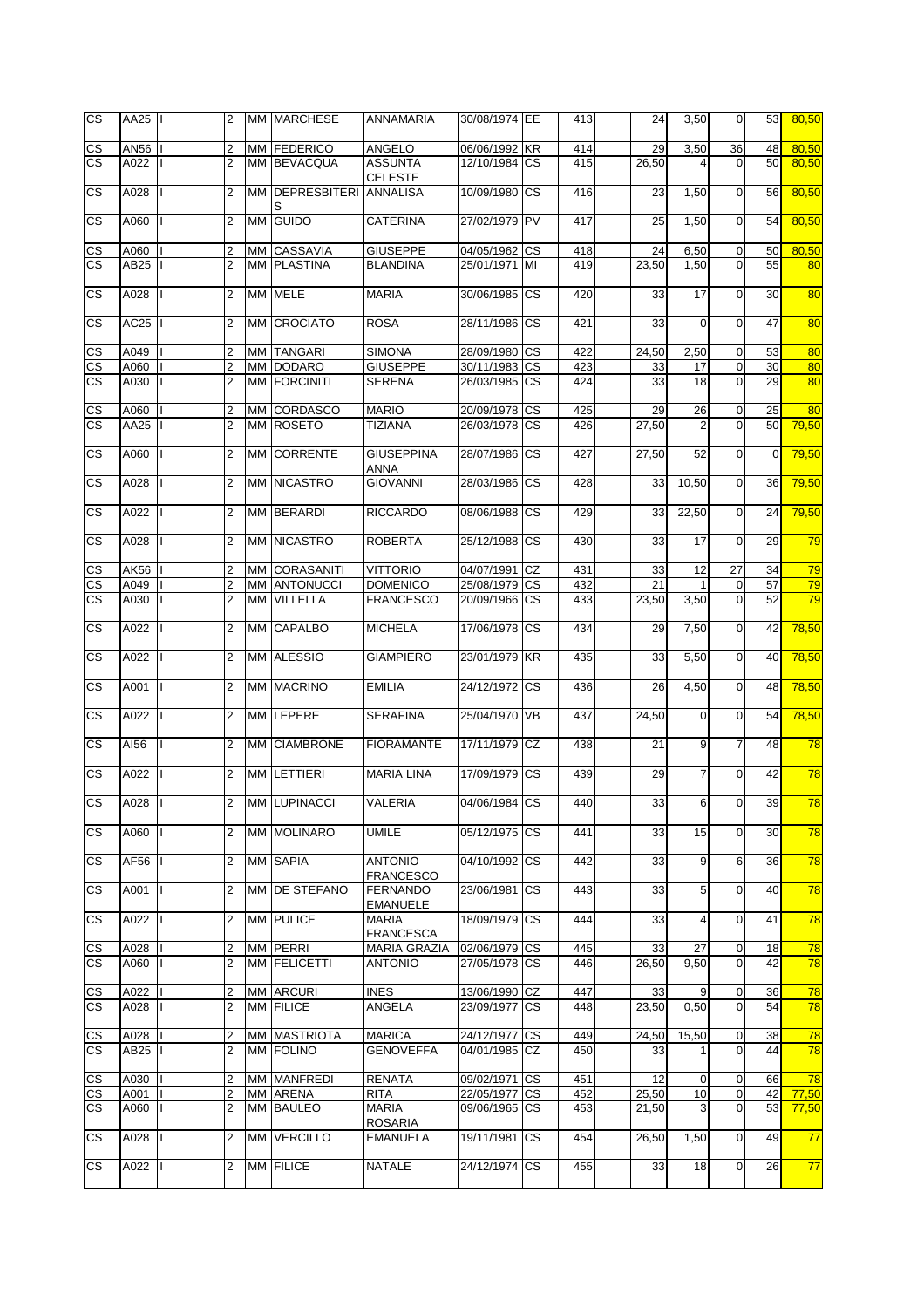| CS | AA25 | I | 2 | MM | MARCHESE | ANNAMARIA | 30/08/1974 | EE | 413 | | 24 | 3,50 | 0 | 53 | 80,50 |
|---|---|---|---|---|---|---|---|---|---|---|---|---|---|---|---|
| CS | AN56 | I | 2 | MM | FEDERICO | ANGELO | 06/06/1992 | KR | 414 | | 29 | 3,50 | 36 | 48 | 80,50 |
| CS | A022 | I | 2 | MM | BEVACQUA | ASSUNTA CELESTE | 12/10/1984 | CS | 415 | | 26,50 | 4 | 0 | 50 | 80,50 |
| CS | A028 | I | 2 | MM | DEPRESBITERIS | ANNALISA | 10/09/1980 | CS | 416 | | 23 | 1,50 | 0 | 56 | 80,50 |
| CS | A060 | I | 2 | MM | GUIDO | CATERINA | 27/02/1979 | PV | 417 | | 25 | 1,50 | 0 | 54 | 80,50 |
| CS | A060 | I | 2 | MM | CASSAVIA | GIUSEPPE | 04/05/1962 | CS | 418 | | 24 | 6,50 | 0 | 50 | 80,50 |
| CS | AB25 | I | 2 | MM | PLASTINA | BLANDINA | 25/01/1971 | MI | 419 | | 23,50 | 1,50 | 0 | 55 | 80 |
| CS | A028 | I | 2 | MM | MELE | MARIA | 30/06/1985 | CS | 420 | | 33 | 17 | 0 | 30 | 80 |
| CS | AC25 | I | 2 | MM | CROCIATO | ROSA | 28/11/1986 | CS | 421 | | 33 | 0 | 0 | 47 | 80 |
| CS | A049 | I | 2 | MM | TANGARI | SIMONA | 28/09/1980 | CS | 422 | | 24,50 | 2,50 | 0 | 53 | 80 |
| CS | A060 | I | 2 | MM | DODARO | GIUSEPPE | 30/11/1983 | CS | 423 | | 33 | 17 | 0 | 30 | 80 |
| CS | A030 | I | 2 | MM | FORCINITI | SERENA | 26/03/1985 | CS | 424 | | 33 | 18 | 0 | 29 | 80 |
| CS | A060 | I | 2 | MM | CORDASCO | MARIO | 20/09/1978 | CS | 425 | | 29 | 26 | 0 | 25 | 80 |
| CS | AA25 | I | 2 | MM | ROSETO | TIZIANA | 26/03/1978 | CS | 426 | | 27,50 | 2 | 0 | 50 | 79,50 |
| CS | A060 | I | 2 | MM | CORRENTE | GIUSEPPINA ANNA | 28/07/1986 | CS | 427 | | 27,50 | 52 | 0 | 0 | 79,50 |
| CS | A028 | I | 2 | MM | NICASTRO | GIOVANNI | 28/03/1986 | CS | 428 | | 33 | 10,50 | 0 | 36 | 79,50 |
| CS | A022 | I | 2 | MM | BERARDI | RICCARDO | 08/06/1988 | CS | 429 | | 33 | 22,50 | 0 | 24 | 79,50 |
| CS | A028 | I | 2 | MM | NICASTRO | ROBERTA | 25/12/1988 | CS | 430 | | 33 | 17 | 0 | 29 | 79 |
| CS | AK56 | I | 2 | MM | CORASANITI | VITTORIO | 04/07/1991 | CZ | 431 | | 33 | 12 | 27 | 34 | 79 |
| CS | A049 | I | 2 | MM | ANTONUCCI | DOMENICO | 25/08/1979 | CS | 432 | | 21 | 1 | 0 | 57 | 79 |
| CS | A030 | I | 2 | MM | VILLELLA | FRANCESCO | 20/09/1966 | CS | 433 | | 23,50 | 3,50 | 0 | 52 | 79 |
| CS | A022 | I | 2 | MM | CAPALBO | MICHELA | 17/06/1978 | CS | 434 | | 29 | 7,50 | 0 | 42 | 78,50 |
| CS | A022 | I | 2 | MM | ALESSIO | GIAMPIERO | 23/01/1979 | KR | 435 | | 33 | 5,50 | 0 | 40 | 78,50 |
| CS | A001 | I | 2 | MM | MACRINO | EMILIA | 24/12/1972 | CS | 436 | | 26 | 4,50 | 0 | 48 | 78,50 |
| CS | A022 | I | 2 | MM | LEPERE | SERAFINA | 25/04/1970 | VB | 437 | | 24,50 | 0 | 0 | 54 | 78,50 |
| CS | AI56 | I | 2 | MM | CIAMBRONE | FIORAMANTE | 17/11/1979 | CZ | 438 | | 21 | 9 | 7 | 48 | 78 |
| CS | A022 | I | 2 | MM | LETTIERI | MARIA LINA | 17/09/1979 | CS | 439 | | 29 | 7 | 0 | 42 | 78 |
| CS | A028 | I | 2 | MM | LUPINACCI | VALERIA | 04/06/1984 | CS | 440 | | 33 | 6 | 0 | 39 | 78 |
| CS | A060 | I | 2 | MM | MOLINARO | UMILE | 05/12/1975 | CS | 441 | | 33 | 15 | 0 | 30 | 78 |
| CS | AF56 | I | 2 | MM | SAPIA | ANTONIO FRANCESCO | 04/10/1992 | CS | 442 | | 33 | 9 | 6 | 36 | 78 |
| CS | A001 | I | 2 | MM | DE STEFANO | FERNANDO EMANUELE | 23/06/1981 | CS | 443 | | 33 | 5 | 0 | 40 | 78 |
| CS | A022 | I | 2 | MM | PULICE | MARIA FRANCESCA | 18/09/1979 | CS | 444 | | 33 | 4 | 0 | 41 | 78 |
| CS | A028 | I | 2 | MM | PERRI | MARIA GRAZIA | 02/06/1979 | CS | 445 | | 33 | 27 | 0 | 18 | 78 |
| CS | A060 | I | 2 | MM | FELICETTI | ANTONIO | 27/05/1978 | CS | 446 | | 26,50 | 9,50 | 0 | 42 | 78 |
| CS | A022 | I | 2 | MM | ARCURI | INES | 13/06/1990 | CZ | 447 | | 33 | 9 | 0 | 36 | 78 |
| CS | A028 | I | 2 | MM | FILICE | ANGELA | 23/09/1977 | CS | 448 | | 23,50 | 0,50 | 0 | 54 | 78 |
| CS | A028 | I | 2 | MM | MASTRIOTA | MARICA | 24/12/1977 | CS | 449 | | 24,50 | 15,50 | 0 | 38 | 78 |
| CS | AB25 | I | 2 | MM | FOLINO | GENOVEFFA | 04/01/1985 | CZ | 450 | | 33 | 1 | 0 | 44 | 78 |
| CS | A030 | I | 2 | MM | MANFREDI | RENATA | 09/02/1971 | CS | 451 | | 12 | 0 | 0 | 66 | 78 |
| CS | A001 | I | 2 | MM | ARENA | RITA | 22/05/1977 | CS | 452 | | 25,50 | 10 | 0 | 42 | 77,50 |
| CS | A060 | I | 2 | MM | BAULEO | MARIA ROSARIA | 09/06/1965 | CS | 453 | | 21,50 | 3 | 0 | 53 | 77,50 |
| CS | A028 | I | 2 | MM | VERCILLO | EMANUELA | 19/11/1981 | CS | 454 | | 26,50 | 1,50 | 0 | 49 | 77 |
| CS | A022 | I | 2 | MM | FILICE | NATALE | 24/12/1974 | CS | 455 | | 33 | 18 | 0 | 26 | 77 |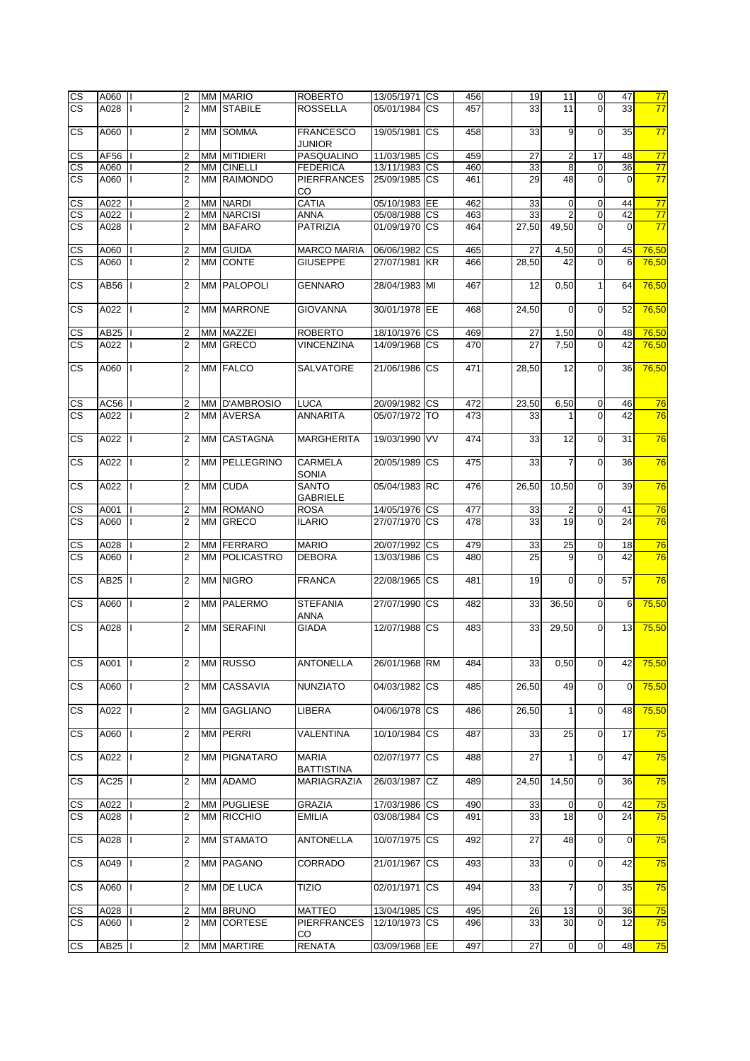| | | | | | | | | | | | | | | | | |
|---|---|---|---|---|---|---|---|---|---|---|---|---|---|---|---|---|
| CS | A060 | I | 2 | MM | MARIO | ROBERTO | 13/05/1971 | CS | 456 | | 19 | 11 | 0 | 47 | 77 |
| CS | A028 | I | 2 | MM | STABILE | ROSSELLA | 05/01/1984 | CS | 457 | | 33 | 11 | 0 | 33 | 77 |
| CS | A060 | I | 2 | MM | SOMMA | FRANCESCO JUNIOR | 19/05/1981 | CS | 458 | | 33 | 9 | 0 | 35 | 77 |
| CS | AF56 | I | 2 | MM | MITIDIERI | PASQUALINO | 11/03/1985 | CS | 459 | | 27 | 2 | 17 | 48 | 77 |
| CS | A060 | I | 2 | MM | CINELLI | FEDERICA | 13/11/1983 | CS | 460 | | 33 | 8 | 0 | 36 | 77 |
| CS | A060 | I | 2 | MM | RAIMONDO | PIERFRANCESCO | 25/09/1985 | CS | 461 | | 29 | 48 | 0 | 0 | 77 |
| CS | A022 | I | 2 | MM | NARDI | CATIA | 05/10/1983 | EE | 462 | | 33 | 0 | 0 | 44 | 77 |
| CS | A022 | I | 2 | MM | NARCISI | ANNA | 05/08/1988 | CS | 463 | | 33 | 2 | 0 | 42 | 77 |
| CS | A028 | I | 2 | MM | BAFARO | PATRIZIA | 01/09/1970 | CS | 464 | | 27,50 | 49,50 | 0 | 0 | 77 |
| CS | A060 | I | 2 | MM | GUIDA | MARCO MARIA | 06/06/1982 | CS | 465 | | 27 | 4,50 | 0 | 45 | 76,50 |
| CS | A060 | I | 2 | MM | CONTE | GIUSEPPE | 27/07/1981 | KR | 466 | | 28,50 | 42 | 0 | 6 | 76,50 |
| CS | AB56 | I | 2 | MM | PALOPOLI | GENNARO | 28/04/1983 | MI | 467 | | 12 | 0,50 | 1 | 64 | 76,50 |
| CS | A022 | I | 2 | MM | MARRONE | GIOVANNA | 30/01/1978 | EE | 468 | | 24,50 | 0 | 0 | 52 | 76,50 |
| CS | AB25 | I | 2 | MM | MAZZEI | ROBERTO | 18/10/1976 | CS | 469 | | 27 | 1,50 | 0 | 48 | 76,50 |
| CS | A022 | I | 2 | MM | GRECO | VINCENZINA | 14/09/1968 | CS | 470 | | 27 | 7,50 | 0 | 42 | 76,50 |
| CS | A060 | I | 2 | MM | FALCO | SALVATORE | 21/06/1986 | CS | 471 | | 28,50 | 12 | 0 | 36 | 76,50 |
| CS | AC56 | I | 2 | MM | D'AMBROSIO | LUCA | 20/09/1982 | CS | 472 | | 23,50 | 6,50 | 0 | 46 | 76 |
| CS | A022 | I | 2 | MM | AVERSA | ANNARITA | 05/07/1972 | TO | 473 | | 33 | 1 | 0 | 42 | 76 |
| CS | A022 | I | 2 | MM | CASTAGNA | MARGHERITA | 19/03/1990 | VV | 474 | | 33 | 12 | 0 | 31 | 76 |
| CS | A022 | I | 2 | MM | PELLEGRINO | CARMELA SONIA | 20/05/1989 | CS | 475 | | 33 | 7 | 0 | 36 | 76 |
| CS | A022 | I | 2 | MM | CUDA | SANTO GABRIELE | 05/04/1983 | RC | 476 | | 26,50 | 10,50 | 0 | 39 | 76 |
| CS | A001 | I | 2 | MM | ROMANO | ROSA | 14/05/1976 | CS | 477 | | 33 | 2 | 0 | 41 | 76 |
| CS | A060 | I | 2 | MM | GRECO | ILARIO | 27/07/1970 | CS | 478 | | 33 | 19 | 0 | 24 | 76 |
| CS | A028 | I | 2 | MM | FERRARO | MARIO | 20/07/1992 | CS | 479 | | 33 | 25 | 0 | 18 | 76 |
| CS | A060 | I | 2 | MM | POLICASTRO | DEBORA | 13/03/1986 | CS | 480 | | 25 | 9 | 0 | 42 | 76 |
| CS | AB25 | I | 2 | MM | NIGRO | FRANCA | 22/08/1965 | CS | 481 | | 19 | 0 | 0 | 57 | 76 |
| CS | A060 | I | 2 | MM | PALERMO | STEFANIA ANNA | 27/07/1990 | CS | 482 | | 33 | 36,50 | 0 | 6 | 75,50 |
| CS | A028 | I | 2 | MM | SERAFINI | GIADA | 12/07/1988 | CS | 483 | | 33 | 29,50 | 0 | 13 | 75,50 |
| CS | A001 | I | 2 | MM | RUSSO | ANTONELLA | 26/01/1968 | RM | 484 | | 33 | 0,50 | 0 | 42 | 75,50 |
| CS | A060 | I | 2 | MM | CASSAVIA | NUNZIATO | 04/03/1982 | CS | 485 | | 26,50 | 49 | 0 | 0 | 75,50 |
| CS | A022 | I | 2 | MM | GAGLIANO | LIBERA | 04/06/1978 | CS | 486 | | 26,50 | 1 | 0 | 48 | 75,50 |
| CS | A060 | I | 2 | MM | PERRI | VALENTINA | 10/10/1984 | CS | 487 | | 33 | 25 | 0 | 17 | 75 |
| CS | A022 | I | 2 | MM | PIGNATARO | MARIA BATTISTINA | 02/07/1977 | CS | 488 | | 27 | 1 | 0 | 47 | 75 |
| CS | AC25 | I | 2 | MM | ADAMO | MARIAGRAZIA | 26/03/1987 | CZ | 489 | | 24,50 | 14,50 | 0 | 36 | 75 |
| CS | A022 | I | 2 | MM | PUGLIESE | GRAZIA | 17/03/1986 | CS | 490 | | 33 | 0 | 0 | 42 | 75 |
| CS | A028 | I | 2 | MM | RICCHIO | EMILIA | 03/08/1984 | CS | 491 | | 33 | 18 | 0 | 24 | 75 |
| CS | A028 | I | 2 | MM | STAMATO | ANTONELLA | 10/07/1975 | CS | 492 | | 27 | 48 | 0 | 0 | 75 |
| CS | A049 | I | 2 | MM | PAGANO | CORRADO | 21/01/1967 | CS | 493 | | 33 | 0 | 0 | 42 | 75 |
| CS | A060 | I | 2 | MM | DE LUCA | TIZIO | 02/01/1971 | CS | 494 | | 33 | 7 | 0 | 35 | 75 |
| CS | A028 | I | 2 | MM | BRUNO | MATTEO | 13/04/1985 | CS | 495 | | 26 | 13 | 0 | 36 | 75 |
| CS | A060 | I | 2 | MM | CORTESE | PIERFRANCESCO | 12/10/1973 | CS | 496 | | 33 | 30 | 0 | 12 | 75 |
| CS | AB25 | I | 2 | MM | MARTIRE | RENATA | 03/09/1968 | EE | 497 | | 27 | 0 | 0 | 48 | 75 |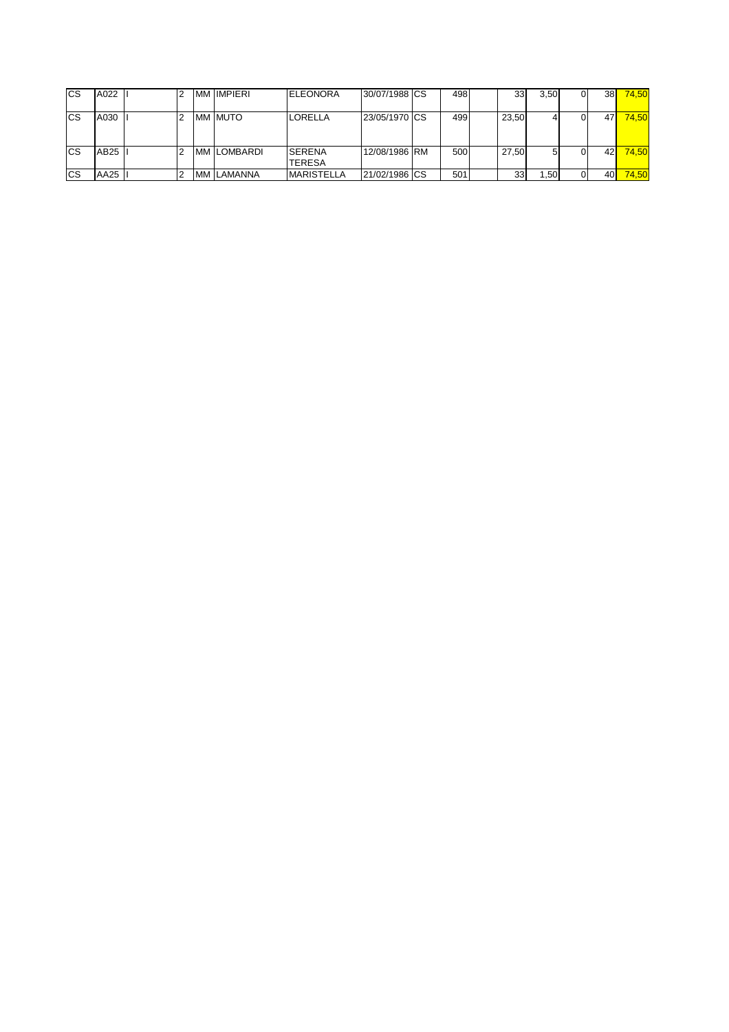| | | | | | | | | | | | | | | | | |
|---|---|---|---|---|---|---|---|---|---|---|---|---|---|---|---|---|
| CS | A022 | I | | 2 | MM | IMPIERI | ELEONORA | 30/07/1988 | CS | 498 | | 33 | 3,50 | 0 | 38 | 74,50 |
| CS | A030 | I | | 2 | MM | MUTO | LORELLA | 23/05/1970 | CS | 499 | | 23,50 | 4 | 0 | 47 | 74,50 |
| CS | AB25 | I | | 2 | MM | LOMBARDI | SERENA TERESA | 12/08/1986 | RM | 500 | | 27,50 | 5 | 0 | 42 | 74,50 |
| CS | AA25 | I | | 2 | MM | LAMANNA | MARISTELLA | 21/02/1986 | CS | 501 | | 33 | 1,50 | 0 | 40 | 74,50 |